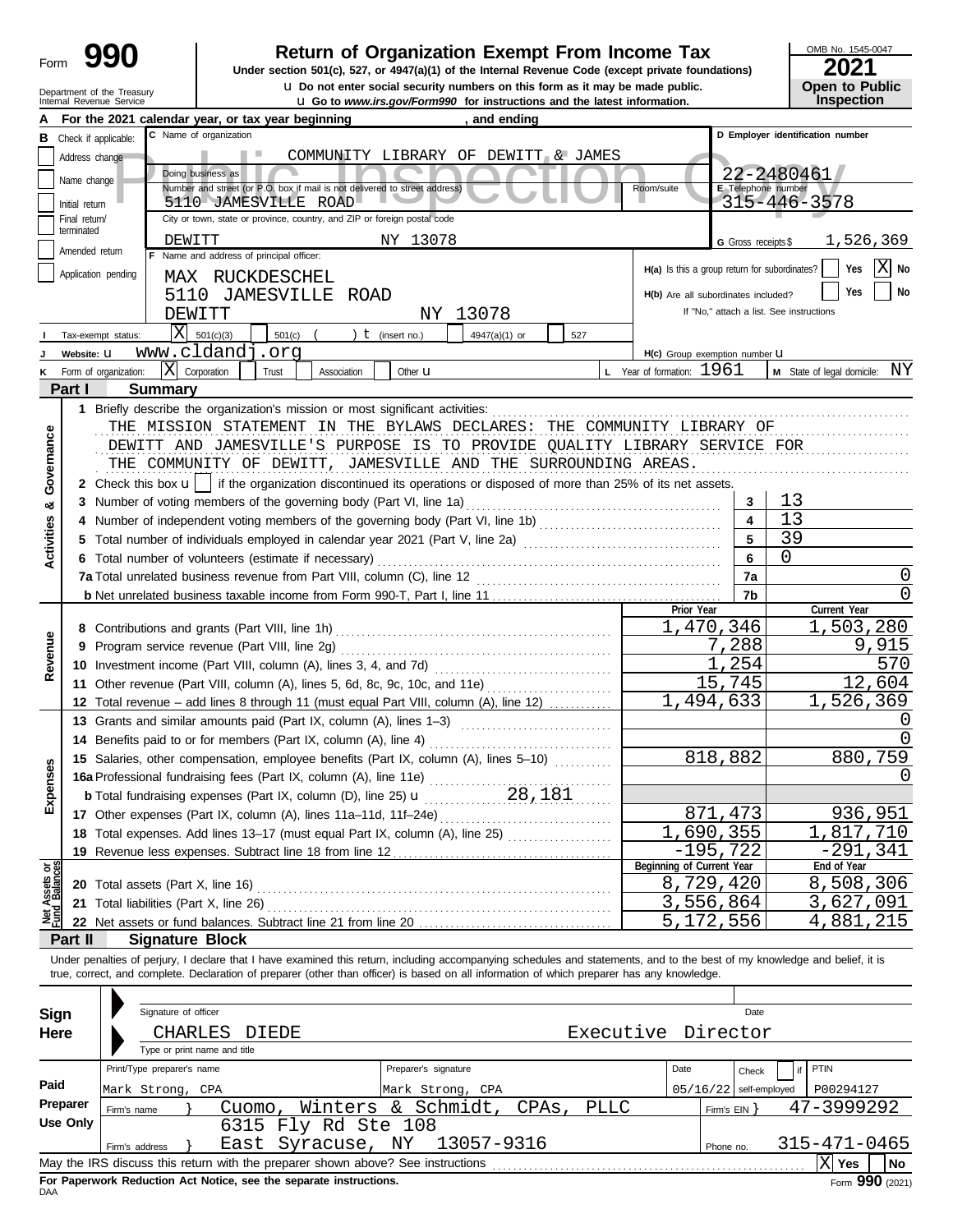Form **990**

# Return of Organization Exempt From Income Tax

**Under section 501(c), 527, or 4947(a)(1) of the Internal Revenue Code (except private foundations)**

u Do not enter social security numbers on this form as it may be made public.

u Go to *www.irs.gov/Form990* for instructions and the latest information.

Department of the Treasury
Internal Revenue Service

OMB No. 1545-0047

**2021**

**Open to Public Inspection**

Public Inspection Copy

**A** For the 2021 calendar year, or tax year beginning , and ending

**B** Check if applicable:
- Address change
- Name change
- Initial return
- Final return/terminated
- Amended return
- Application pending

**C** Name of organization: COMMUNITY LIBRARY OF DEWITT & JAMES

Doing business as

Number and street (or P.O. box if mail is not delivered to street address): 5110 JAMESVILLE ROAD — Room/suite

City or town, state or province, country, and ZIP or foreign postal code: DEWITT NY 13078

**D** Employer identification number: 22-2480461

**E** Telephone number: 315-446-3578

**G** Gross receipts $ 1,526,369

**F** Name and address of principal officer:
MAX RUCKDESCHEL
5110 JAMESVILLE ROAD
DEWITT NY 13078

**H(a)** Is this a group return for subordinates? Yes [ ] No [X]

**H(b)** Are all subordinates included? Yes [ ] No [ ]
If "No," attach a list. See instructions

**I** Tax-exempt status: [X] 501(c)(3) [ ] 501(c) ( ) t (insert no.) [ ] 4947(a)(1) or [ ] 527

**J** Website: u www.cldandj.org

**H(c)** Group exemption number u

**K** Form of organization: [X] Corporation [ ] Trust [ ] Association [ ] Other u

**L** Year of formation: 1961

**M** State of legal domicile: NY

## Part I Summary

**Activities & Governance**

1 Briefly describe the organization's mission or most significant activities:
THE MISSION STATEMENT IN THE BYLAWS DECLARES: THE COMMUNITY LIBRARY OF DEWITT AND JAMESVILLE'S PURPOSE IS TO PROVIDE QUALITY LIBRARY SERVICE FOR THE COMMUNITY OF DEWITT, JAMESVILLE AND THE SURROUNDING AREAS.

2 Check this box u [ ] if the organization discontinued its operations or disposed of more than 25% of its net assets.

| | | |
|---|---|---|
| 3 Number of voting members of the governing body (Part VI, line 1a) | 3 | 13 |
| 4 Number of independent voting members of the governing body (Part VI, line 1b) | 4 | 13 |
| 5 Total number of individuals employed in calendar year 2021 (Part V, line 2a) | 5 | 39 |
| 6 Total number of volunteers (estimate if necessary) | 6 | 0 |
| 7a Total unrelated business revenue from Part VIII, column (C), line 12 | 7a | 0 |
| b Net unrelated business taxable income from Form 990-T, Part I, line 11 | 7b | 0 |

| | Prior Year | Current Year |
|---|---|---|
| **Revenue** | | |
| 8 Contributions and grants (Part VIII, line 1h) | 1,470,346 | 1,503,280 |
| 9 Program service revenue (Part VIII, line 2g) | 7,288 | 9,915 |
| 10 Investment income (Part VIII, column (A), lines 3, 4, and 7d) | 1,254 | 570 |
| 11 Other revenue (Part VIII, column (A), lines 5, 6d, 8c, 9c, 10c, and 11e) | 15,745 | 12,604 |
| 12 Total revenue – add lines 8 through 11 (must equal Part VIII, column (A), line 12) | 1,494,633 | 1,526,369 |
| **Expenses** | | |
| 13 Grants and similar amounts paid (Part IX, column (A), lines 1–3) | | 0 |
| 14 Benefits paid to or for members (Part IX, column (A), line 4) | | 0 |
| 15 Salaries, other compensation, employee benefits (Part IX, column (A), lines 5–10) | 818,882 | 880,759 |
| 16a Professional fundraising fees (Part IX, column (A), line 11e) | | 0 |
| b Total fundraising expenses (Part IX, column (D), line 25) u 28,181 | | |
| 17 Other expenses (Part IX, column (A), lines 11a–11d, 11f–24e) | 871,473 | 936,951 |
| 18 Total expenses. Add lines 13–17 (must equal Part IX, column (A), line 25) | 1,690,355 | 1,817,710 |
| 19 Revenue less expenses. Subtract line 18 from line 12 | -195,722 | -291,341 |
| **Net Assets or Fund Balances** | **Beginning of Current Year** | **End of Year** |
| 20 Total assets (Part X, line 16) | 8,729,420 | 8,508,306 |
| 21 Total liabilities (Part X, line 26) | 3,556,864 | 3,627,091 |
| 22 Net assets or fund balances. Subtract line 21 from line 20 | 5,172,556 | 4,881,215 |

## Part II Signature Block

Under penalties of perjury, I declare that I have examined this return, including accompanying schedules and statements, and to the best of my knowledge and belief, it is true, correct, and complete. Declaration of preparer (other than officer) is based on all information of which preparer has any knowledge.

**Sign Here**

Signature of officer — Date

CHARLES DIEDE — Executive Director
Type or print name and title

**Paid Preparer Use Only**

| Print/Type preparer's name | Preparer's signature | Date | Check [ ] if self-employed | PTIN |
|---|---|---|---|---|
| Mark Strong, CPA | Mark Strong, CPA | 05/16/22 | | P00294127 |

Firm's name } Cuomo, Winters & Schmidt, CPAs, PLLC — Firm's EIN } 47-3999292

Firm's address } 6315 Fly Rd Ste 108, East Syracuse, NY 13057-9316 — Phone no. 315-471-0465

May the IRS discuss this return with the preparer shown above? See instructions [X] Yes [ ] No

**For Paperwork Reduction Act Notice, see the separate instructions.**

DAA

Form **990** (2021)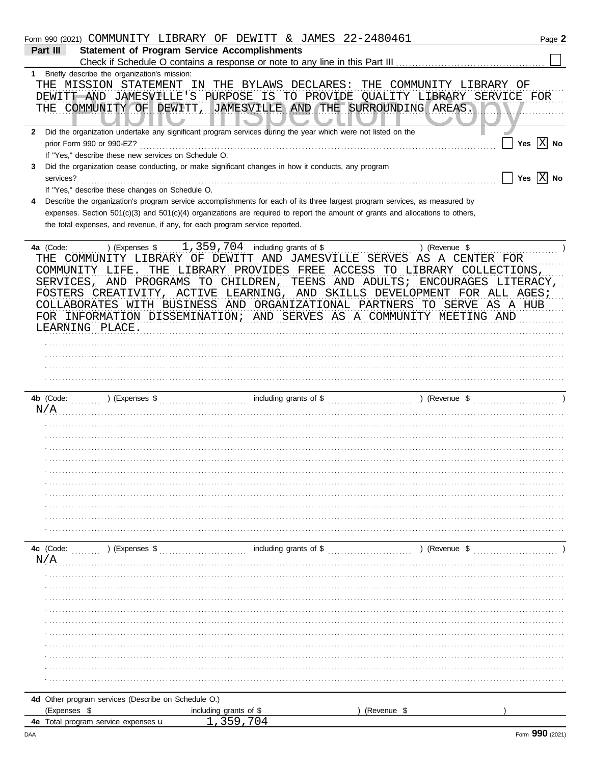Form 990 (2021) COMMUNITY LIBRARY OF DEWITT & JAMES 22-2480461

## Part III — Statement of Program Service Accomplishments

Check if Schedule O contains a response or note to any line in this Part III ☐

**1** Briefly describe the organization's mission:

THE MISSION STATEMENT IN THE BYLAWS DECLARES: THE COMMUNITY LIBRARY OF DEWITT AND JAMESVILLE'S PURPOSE IS TO PROVIDE QUALITY LIBRARY SERVICE FOR THE COMMUNITY OF DEWITT, JAMESVILLE AND THE SURROUNDING AREAS.

**2** Did the organization undertake any significant program services during the year which were not listed on the prior Form 990 or 990-EZ? ☐ Yes ☒ No

If "Yes," describe these new services on Schedule O.

**3** Did the organization cease conducting, or make significant changes in how it conducts, any program services? ☐ Yes ☒ No

If "Yes," describe these changes on Schedule O.

**4** Describe the organization's program service accomplishments for each of its three largest program services, as measured by expenses. Section 501(c)(3) and 501(c)(4) organizations are required to report the amount of grants and allocations to others, the total expenses, and revenue, if any, for each program service reported.

**4a** (Code: ) (Expenses $ 1,359,704 including grants of $ ) (Revenue $ )

THE COMMUNITY LIBRARY OF DEWITT AND JAMESVILLE SERVES AS A CENTER FOR COMMUNITY LIFE. THE LIBRARY PROVIDES FREE ACCESS TO LIBRARY COLLECTIONS, SERVICES, AND PROGRAMS TO CHILDREN, TEENS AND ADULTS; ENCOURAGES LITERACY, FOSTERS CREATIVITY, ACTIVE LEARNING, AND SKILLS DEVELOPMENT FOR ALL AGES; COLLABORATES WITH BUSINESS AND ORGANIZATIONAL PARTNERS TO SERVE AS A HUB FOR INFORMATION DISSEMINATION; AND SERVES AS A COMMUNITY MEETING AND LEARNING PLACE.

**4b** (Code: ) (Expenses $ including grants of $ ) (Revenue $ )

N/A

**4c** (Code: ) (Expenses $ including grants of $ ) (Revenue $ )

N/A

**4d** Other program services (Describe on Schedule O.)

(Expenses $ including grants of $ ) (Revenue $ )

**4e** Total program service expenses 1,359,704

Form **990** (2021)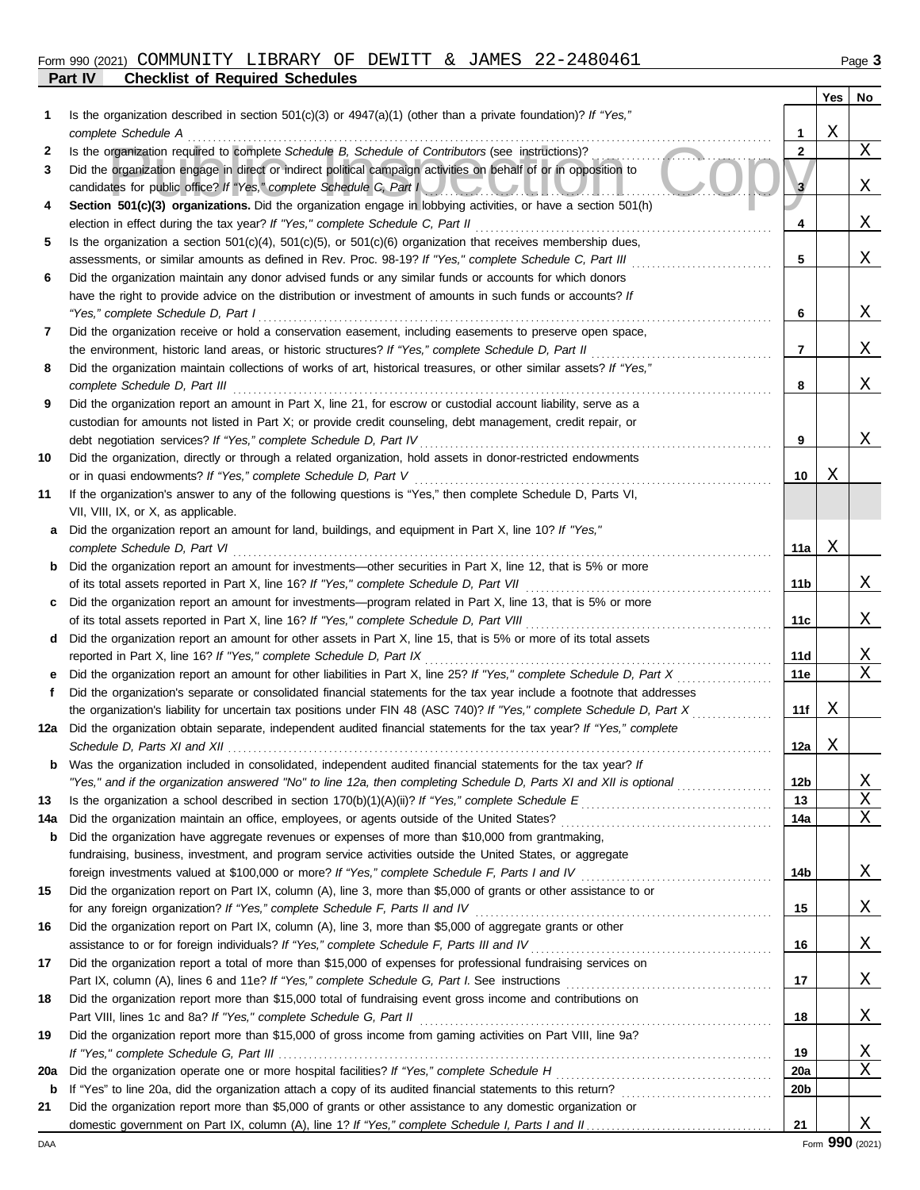Form 990 (2021) COMMUNITY LIBRARY OF DEWITT & JAMES 22-2480461

## Part IV Checklist of Required Schedules

| | | | Yes | No |
|---|---|---|---|---|
| 1 | Is the organization described in section 501(c)(3) or 4947(a)(1) (other than a private foundation)? *If "Yes," complete Schedule A* | 1 | X | |
| 2 | Is the organization required to complete *Schedule B, Schedule of Contributors* (see instructions)? | 2 | | X |
| 3 | Did the organization engage in direct or indirect political campaign activities on behalf of or in opposition to candidates for public office? *If "Yes," complete Schedule C, Part I* | 3 | | X |
| 4 | **Section 501(c)(3) organizations.** Did the organization engage in lobbying activities, or have a section 501(h) election in effect during the tax year? *If "Yes," complete Schedule C, Part II* | 4 | | X |
| 5 | Is the organization a section 501(c)(4), 501(c)(5), or 501(c)(6) organization that receives membership dues, assessments, or similar amounts as defined in Rev. Proc. 98-19? *If "Yes," complete Schedule C, Part III* | 5 | | X |
| 6 | Did the organization maintain any donor advised funds or any similar funds or accounts for which donors have the right to provide advice on the distribution or investment of amounts in such funds or accounts? *If "Yes," complete Schedule D, Part I* | 6 | | X |
| 7 | Did the organization receive or hold a conservation easement, including easements to preserve open space, the environment, historic land areas, or historic structures? *If "Yes," complete Schedule D, Part II* | 7 | | X |
| 8 | Did the organization maintain collections of works of art, historical treasures, or other similar assets? *If "Yes," complete Schedule D, Part III* | 8 | | X |
| 9 | Did the organization report an amount in Part X, line 21, for escrow or custodial account liability, serve as a custodian for amounts not listed in Part X; or provide credit counseling, debt management, credit repair, or debt negotiation services? *If "Yes," complete Schedule D, Part IV* | 9 | | X |
| 10 | Did the organization, directly or through a related organization, hold assets in donor-restricted endowments or in quasi endowments? *If "Yes," complete Schedule D, Part V* | 10 | X | |
| 11 | If the organization's answer to any of the following questions is "Yes," then complete Schedule D, Parts VI, VII, VIII, IX, or X, as applicable. | | | |
| a | Did the organization report an amount for land, buildings, and equipment in Part X, line 10? *If "Yes," complete Schedule D, Part VI* | 11a | X | |
| b | Did the organization report an amount for investments—other securities in Part X, line 12, that is 5% or more of its total assets reported in Part X, line 16? *If "Yes," complete Schedule D, Part VII* | 11b | | X |
| c | Did the organization report an amount for investments—program related in Part X, line 13, that is 5% or more of its total assets reported in Part X, line 16? *If "Yes," complete Schedule D, Part VIII* | 11c | | X |
| d | Did the organization report an amount for other assets in Part X, line 15, that is 5% or more of its total assets reported in Part X, line 16? *If "Yes," complete Schedule D, Part IX* | 11d | | X |
| e | Did the organization report an amount for other liabilities in Part X, line 25? *If "Yes," complete Schedule D, Part X* | 11e | | X |
| f | Did the organization's separate or consolidated financial statements for the tax year include a footnote that addresses the organization's liability for uncertain tax positions under FIN 48 (ASC 740)? *If "Yes," complete Schedule D, Part X* | 11f | X | |
| 12a | Did the organization obtain separate, independent audited financial statements for the tax year? *If "Yes," complete Schedule D, Parts XI and XII* | 12a | X | |
| b | Was the organization included in consolidated, independent audited financial statements for the tax year? *If "Yes," and if the organization answered "No" to line 12a, then completing Schedule D, Parts XI and XII is optional* | 12b | | X |
| 13 | Is the organization a school described in section 170(b)(1)(A)(ii)? *If "Yes," complete Schedule E* | 13 | | X |
| 14a | Did the organization maintain an office, employees, or agents outside of the United States? | 14a | | X |
| b | Did the organization have aggregate revenues or expenses of more than $10,000 from grantmaking, fundraising, business, investment, and program service activities outside the United States, or aggregate foreign investments valued at $100,000 or more? *If "Yes," complete Schedule F, Parts I and IV* | 14b | | X |
| 15 | Did the organization report on Part IX, column (A), line 3, more than $5,000 of grants or other assistance to or for any foreign organization? *If "Yes," complete Schedule F, Parts II and IV* | 15 | | X |
| 16 | Did the organization report on Part IX, column (A), line 3, more than $5,000 of aggregate grants or other assistance to or for foreign individuals? *If "Yes," complete Schedule F, Parts III and IV* | 16 | | X |
| 17 | Did the organization report a total of more than $15,000 of expenses for professional fundraising services on Part IX, column (A), lines 6 and 11e? *If "Yes," complete Schedule G, Part I.* See instructions | 17 | | X |
| 18 | Did the organization report more than $15,000 total of fundraising event gross income and contributions on Part VIII, lines 1c and 8a? *If "Yes," complete Schedule G, Part II* | 18 | | X |
| 19 | Did the organization report more than $15,000 of gross income from gaming activities on Part VIII, line 9a? *If "Yes," complete Schedule G, Part III* | 19 | | X |
| 20a | Did the organization operate one or more hospital facilities? *If "Yes," complete Schedule H* | 20a | | X |
| b | If "Yes" to line 20a, did the organization attach a copy of its audited financial statements to this return? | 20b | | |
| 21 | Did the organization report more than $5,000 of grants or other assistance to any domestic organization or domestic government on Part IX, column (A), line 1? *If "Yes," complete Schedule I, Parts I and II* | 21 | | X |

Form **990** (2021)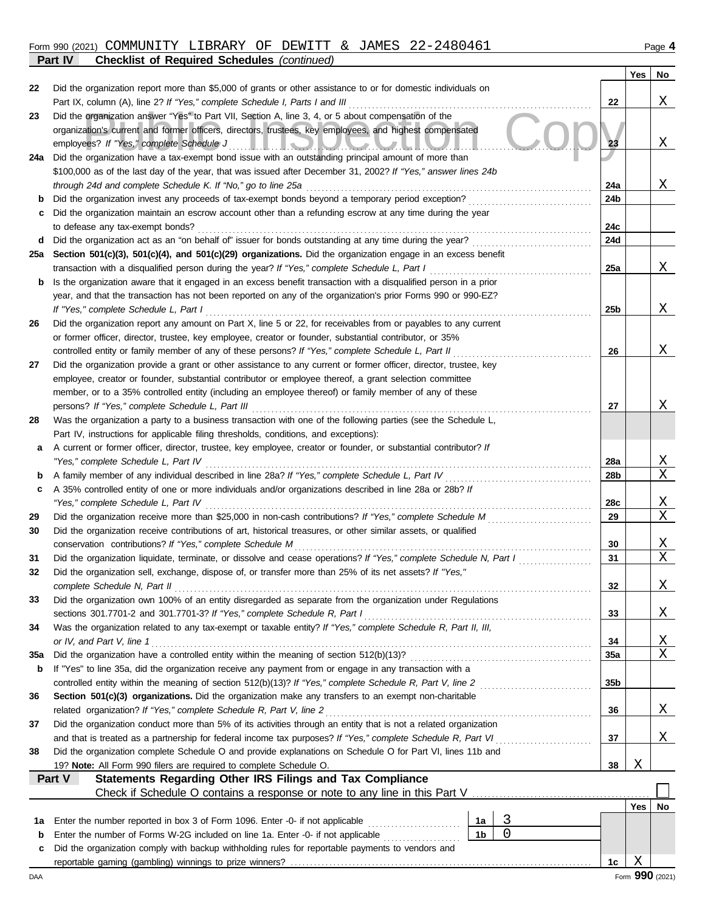Form 990 (2021) COMMUNITY LIBRARY OF DEWITT & JAMES 22-2480461 Page **4**

**Part IV Checklist of Required Schedules** *(continued)*

| | | | Yes | No |
|---|---|---|---|---|
| **22** | Did the organization report more than $5,000 of grants or other assistance to or for domestic individuals on Part IX, column (A), line 2? *If "Yes," complete Schedule I, Parts I and III* | **22** | | X |
| **23** | Did the organization answer "Yes" to Part VII, Section A, line 3, 4, or 5 about compensation of the organization's current and former officers, directors, trustees, key employees, and highest compensated employees? *If "Yes," complete Schedule J* | **23** | | X |
| **24a** | Did the organization have a tax-exempt bond issue with an outstanding principal amount of more than $100,000 as of the last day of the year, that was issued after December 31, 2002? *If "Yes," answer lines 24b through 24d and complete Schedule K. If "No," go to line 25a* | **24a** | | X |
| **b** | Did the organization invest any proceeds of tax-exempt bonds beyond a temporary period exception? | **24b** | | |
| **c** | Did the organization maintain an escrow account other than a refunding escrow at any time during the year to defease any tax-exempt bonds? | **24c** | | |
| **d** | Did the organization act as an "on behalf of" issuer for bonds outstanding at any time during the year? | **24d** | | |
| **25a** | **Section 501(c)(3), 501(c)(4), and 501(c)(29) organizations.** Did the organization engage in an excess benefit transaction with a disqualified person during the year? *If "Yes," complete Schedule L, Part I* | **25a** | | X |
| **b** | Is the organization aware that it engaged in an excess benefit transaction with a disqualified person in a prior year, and that the transaction has not been reported on any of the organization's prior Forms 990 or 990-EZ? *If "Yes," complete Schedule L, Part I* | **25b** | | X |
| **26** | Did the organization report any amount on Part X, line 5 or 22, for receivables from or payables to any current or former officer, director, trustee, key employee, creator or founder, substantial contributor, or 35% controlled entity or family member of any of these persons? *If "Yes," complete Schedule L, Part II* | **26** | | X |
| **27** | Did the organization provide a grant or other assistance to any current or former officer, director, trustee, key employee, creator or founder, substantial contributor or employee thereof, a grant selection committee member, or to a 35% controlled entity (including an employee thereof) or family member of any of these persons? *If "Yes," complete Schedule L, Part III* | **27** | | X |
| **28** | Was the organization a party to a business transaction with one of the following parties (see the Schedule L, Part IV, instructions for applicable filing thresholds, conditions, and exceptions): | | | |
| **a** | A current or former officer, director, trustee, key employee, creator or founder, or substantial contributor? *If "Yes," complete Schedule L, Part IV* | **28a** | | X |
| **b** | A family member of any individual described in line 28a? *If "Yes," complete Schedule L, Part IV* | **28b** | | X |
| **c** | A 35% controlled entity of one or more individuals and/or organizations described in line 28a or 28b? *If "Yes," complete Schedule L, Part IV* | **28c** | | X |
| **29** | Did the organization receive more than $25,000 in non-cash contributions? *If "Yes," complete Schedule M* | **29** | | X |
| **30** | Did the organization receive contributions of art, historical treasures, or other similar assets, or qualified conservation contributions? *If "Yes," complete Schedule M* | **30** | | X |
| **31** | Did the organization liquidate, terminate, or dissolve and cease operations? *If "Yes," complete Schedule N, Part I* | **31** | | X |
| **32** | Did the organization sell, exchange, dispose of, or transfer more than 25% of its net assets? *If "Yes," complete Schedule N, Part II* | **32** | | X |
| **33** | Did the organization own 100% of an entity disregarded as separate from the organization under Regulations sections 301.7701-2 and 301.7701-3? *If "Yes," complete Schedule R, Part I* | **33** | | X |
| **34** | Was the organization related to any tax-exempt or taxable entity? *If "Yes," complete Schedule R, Part II, III, or IV, and Part V, line 1* | **34** | | X |
| **35a** | Did the organization have a controlled entity within the meaning of section 512(b)(13)? | **35a** | | X |
| **b** | If "Yes" to line 35a, did the organization receive any payment from or engage in any transaction with a controlled entity within the meaning of section 512(b)(13)? *If "Yes," complete Schedule R, Part V, line 2* | **35b** | | |
| **36** | **Section 501(c)(3) organizations.** Did the organization make any transfers to an exempt non-charitable related organization? *If "Yes," complete Schedule R, Part V, line 2* | **36** | | X |
| **37** | Did the organization conduct more than 5% of its activities through an entity that is not a related organization and that is treated as a partnership for federal income tax purposes? *If "Yes," complete Schedule R, Part VI* | **37** | | X |
| **38** | Did the organization complete Schedule O and provide explanations on Schedule O for Part VI, lines 11b and 19? **Note:** All Form 990 filers are required to complete Schedule O. | **38** | X | |

**Part V Statements Regarding Other IRS Filings and Tax Compliance**

Check if Schedule O contains a response or note to any line in this Part V ☐

| | | | | | Yes | No |
|---|---|---|---|---|---|---|
| **1a** | Enter the number reported in box 3 of Form 1096. Enter -0- if not applicable | 1a | 3 | | | |
| **b** | Enter the number of Forms W-2G included on line 1a. Enter -0- if not applicable | 1b | 0 | | | |
| **c** | Did the organization comply with backup withholding rules for reportable payments to vendors and reportable gaming (gambling) winnings to prize winners? | | | **1c** | X | |

DAA Form **990** (2021)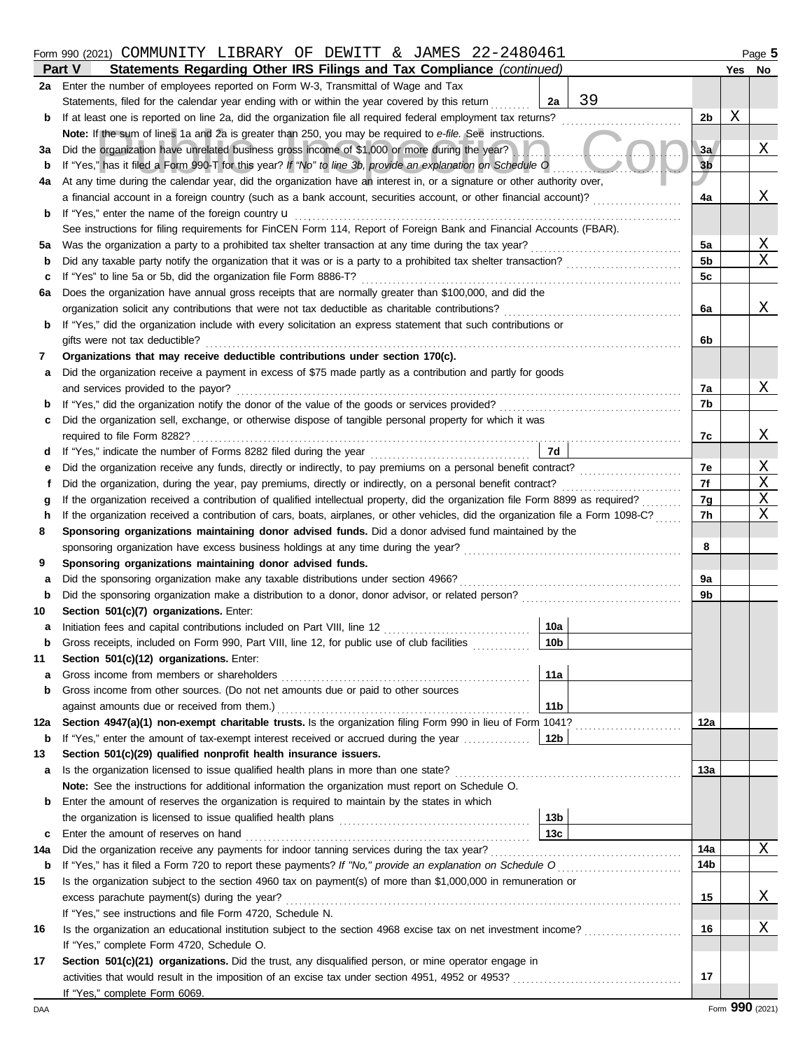Form 990 (2021) COMMUNITY LIBRARY OF DEWITT & JAMES 22-2480461 Page 5

## Part V Statements Regarding Other IRS Filings and Tax Compliance *(continued)*

| | | | | Yes | No |
|---|---|---|---|---|---|
| **2a** | Enter the number of employees reported on Form W-3, Transmittal of Wage and Tax Statements, filed for the calendar year ending with or within the year covered by this return | 2a: 39 | | | |
| **b** | If at least one is reported on line 2a, did the organization file all required federal employment tax returns? | | 2b | X | |
| | **Note:** If the sum of lines 1a and 2a is greater than 250, you may be required to *e-file*. See instructions. | | | | |
| **3a** | Did the organization have unrelated business gross income of $1,000 or more during the year? | | 3a | | X |
| **b** | If "Yes," has it filed a Form 990-T for this year? *If "No" to line 3b, provide an explanation on Schedule O* | | 3b | | |
| **4a** | At any time during the calendar year, did the organization have an interest in, or a signature or other authority over, a financial account in a foreign country (such as a bank account, securities account, or other financial account)? | | 4a | | X |
| **b** | If "Yes," enter the name of the foreign country u | | | | |
| | See instructions for filing requirements for FinCEN Form 114, Report of Foreign Bank and Financial Accounts (FBAR). | | | | |
| **5a** | Was the organization a party to a prohibited tax shelter transaction at any time during the tax year? | | 5a | | X |
| **b** | Did any taxable party notify the organization that it was or is a party to a prohibited tax shelter transaction? | | 5b | | X |
| **c** | If "Yes" to line 5a or 5b, did the organization file Form 8886-T? | | 5c | | |
| **6a** | Does the organization have annual gross receipts that are normally greater than $100,000, and did the organization solicit any contributions that were not tax deductible as charitable contributions? | | 6a | | X |
| **b** | If "Yes," did the organization include with every solicitation an express statement that such contributions or gifts were not tax deductible? | | 6b | | |
| **7** | **Organizations that may receive deductible contributions under section 170(c).** | | | | |
| **a** | Did the organization receive a payment in excess of $75 made partly as a contribution and partly for goods and services provided to the payor? | | 7a | | X |
| **b** | If "Yes," did the organization notify the donor of the value of the goods or services provided? | | 7b | | |
| **c** | Did the organization sell, exchange, or otherwise dispose of tangible personal property for which it was required to file Form 8282? | | 7c | | X |
| **d** | If "Yes," indicate the number of Forms 8282 filed during the year | 7d | | | |
| **e** | Did the organization receive any funds, directly or indirectly, to pay premiums on a personal benefit contract? | | 7e | | X |
| **f** | Did the organization, during the year, pay premiums, directly or indirectly, on a personal benefit contract? | | 7f | | X |
| **g** | If the organization received a contribution of qualified intellectual property, did the organization file Form 8899 as required? | | 7g | | X |
| **h** | If the organization received a contribution of cars, boats, airplanes, or other vehicles, did the organization file a Form 1098-C? | | 7h | | X |
| **8** | **Sponsoring organizations maintaining donor advised funds.** Did a donor advised fund maintained by the sponsoring organization have excess business holdings at any time during the year? | | 8 | | |
| **9** | **Sponsoring organizations maintaining donor advised funds.** | | | | |
| **a** | Did the sponsoring organization make any taxable distributions under section 4966? | | 9a | | |
| **b** | Did the sponsoring organization make a distribution to a donor, donor advisor, or related person? | | 9b | | |
| **10** | **Section 501(c)(7) organizations.** Enter: | | | | |
| **a** | Initiation fees and capital contributions included on Part VIII, line 12 | 10a | | | |
| **b** | Gross receipts, included on Form 990, Part VIII, line 12, for public use of club facilities | 10b | | | |
| **11** | **Section 501(c)(12) organizations.** Enter: | | | | |
| **a** | Gross income from members or shareholders | 11a | | | |
| **b** | Gross income from other sources. (Do not net amounts due or paid to other sources against amounts due or received from them.) | 11b | | | |
| **12a** | **Section 4947(a)(1) non-exempt charitable trusts.** Is the organization filing Form 990 in lieu of Form 1041? | | 12a | | |
| **b** | If "Yes," enter the amount of tax-exempt interest received or accrued during the year | 12b | | | |
| **13** | **Section 501(c)(29) qualified nonprofit health insurance issuers.** | | | | |
| **a** | Is the organization licensed to issue qualified health plans in more than one state? | | 13a | | |
| | **Note:** See the instructions for additional information the organization must report on Schedule O. | | | | |
| **b** | Enter the amount of reserves the organization is required to maintain by the states in which the organization is licensed to issue qualified health plans | 13b | | | |
| **c** | Enter the amount of reserves on hand | 13c | | | |
| **14a** | Did the organization receive any payments for indoor tanning services during the tax year? | | 14a | | X |
| **b** | If "Yes," has it filed a Form 720 to report these payments? *If "No," provide an explanation on Schedule O* | | 14b | | |
| **15** | Is the organization subject to the section 4960 tax on payment(s) of more than $1,000,000 in remuneration or excess parachute payment(s) during the year? | | 15 | | X |
| | If "Yes," see instructions and file Form 4720, Schedule N. | | | | |
| **16** | Is the organization an educational institution subject to the section 4968 excise tax on net investment income? | | 16 | | X |
| | If "Yes," complete Form 4720, Schedule O. | | | | |
| **17** | **Section 501(c)(21) organizations.** Did the trust, any disqualified person, or mine operator engage in activities that would result in the imposition of an excise tax under section 4951, 4952 or 4953? | | 17 | | |
| | If "Yes," complete Form 6069. | | | | |

DAA Form **990** (2021)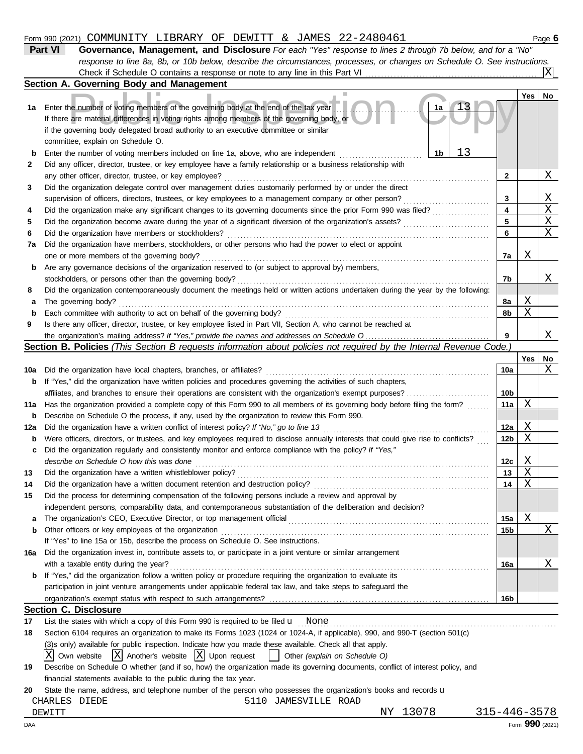Form 990 (2021) COMMUNITY LIBRARY OF DEWITT & JAMES 22-2480461

## Part VI Governance, Management, and Disclosure

*For each "Yes" response to lines 2 through 7b below, and for a "No" response to line 8a, 8b, or 10b below, describe the circumstances, processes, or changes on Schedule O. See instructions.*

Check if Schedule O contains a response or note to any line in this Part VI ... [X]

### Section A. Governing Body and Management

| | | | Yes | No |
|---|---|---|---|---|
| 1a | Enter the number of voting members of the governing body at the end of the tax year ... 1a: 13<br>If there are material differences in voting rights among members of the governing body, or if the governing body delegated broad authority to an executive committee or similar committee, explain on Schedule O. | | | |
| b | Enter the number of voting members included on line 1a, above, who are independent ... 1b: 13 | | | |
| 2 | Did any officer, director, trustee, or key employee have a family relationship or a business relationship with any other officer, director, trustee, or key employee? | 2 | | X |
| 3 | Did the organization delegate control over management duties customarily performed by or under the direct supervision of officers, directors, trustees, or key employees to a management company or other person? | 3 | | X |
| 4 | Did the organization make any significant changes to its governing documents since the prior Form 990 was filed? | 4 | | X |
| 5 | Did the organization become aware during the year of a significant diversion of the organization's assets? | 5 | | X |
| 6 | Did the organization have members or stockholders? | 6 | | X |
| 7a | Did the organization have members, stockholders, or other persons who had the power to elect or appoint one or more members of the governing body? | 7a | X | |
| b | Are any governance decisions of the organization reserved to (or subject to approval by) members, stockholders, or persons other than the governing body? | 7b | | X |
| 8 | Did the organization contemporaneously document the meetings held or written actions undertaken during the year by the following: | | | |
| a | The governing body? | 8a | X | |
| b | Each committee with authority to act on behalf of the governing body? | 8b | X | |
| 9 | Is there any officer, director, trustee, or key employee listed in Part VII, Section A, who cannot be reached at the organization's mailing address? *If "Yes," provide the names and addresses on Schedule O* | 9 | | X |

### Section B. Policies *(This Section B requests information about policies not required by the Internal Revenue Code.)*

| | | | Yes | No |
|---|---|---|---|---|
| 10a | Did the organization have local chapters, branches, or affiliates? | 10a | | X |
| b | If "Yes," did the organization have written policies and procedures governing the activities of such chapters, affiliates, and branches to ensure their operations are consistent with the organization's exempt purposes? | 10b | | |
| 11a | Has the organization provided a complete copy of this Form 990 to all members of its governing body before filing the form? | 11a | X | |
| b | Describe on Schedule O the process, if any, used by the organization to review this Form 990. | | | |
| 12a | Did the organization have a written conflict of interest policy? *If "No," go to line 13* | 12a | X | |
| b | Were officers, directors, or trustees, and key employees required to disclose annually interests that could give rise to conflicts? | 12b | X | |
| c | Did the organization regularly and consistently monitor and enforce compliance with the policy? *If "Yes," describe on Schedule O how this was done* | 12c | X | |
| 13 | Did the organization have a written whistleblower policy? | 13 | X | |
| 14 | Did the organization have a written document retention and destruction policy? | 14 | X | |
| 15 | Did the process for determining compensation of the following persons include a review and approval by independent persons, comparability data, and contemporaneous substantiation of the deliberation and decision? | | | |
| a | The organization's CEO, Executive Director, or top management official | 15a | X | |
| b | Other officers or key employees of the organization | 15b | | X |
| | If "Yes" to line 15a or 15b, describe the process on Schedule O. See instructions. | | | |
| 16a | Did the organization invest in, contribute assets to, or participate in a joint venture or similar arrangement with a taxable entity during the year? | 16a | | X |
| b | If "Yes," did the organization follow a written policy or procedure requiring the organization to evaluate its participation in joint venture arrangements under applicable federal tax law, and take steps to safeguard the organization's exempt status with respect to such arrangements? | 16b | | |

### Section C. Disclosure

17 List the states with which a copy of this Form 990 is required to be filed: None

18 Section 6104 requires an organization to make its Forms 1023 (1024 or 1024-A, if applicable), 990, and 990-T (section 501(c)(3)s only) available for public inspection. Indicate how you made these available. Check all that apply.

[X] Own website [X] Another's website [X] Upon request [ ] Other *(explain on Schedule O)*

19 Describe on Schedule O whether (and if so, how) the organization made its governing documents, conflict of interest policy, and financial statements available to the public during the tax year.

20 State the name, address, and telephone number of the person who possesses the organization's books and records

CHARLES DIEDE 5110 JAMESVILLE ROAD
DEWITT NY 13078 315-446-3578

Form **990** (2021)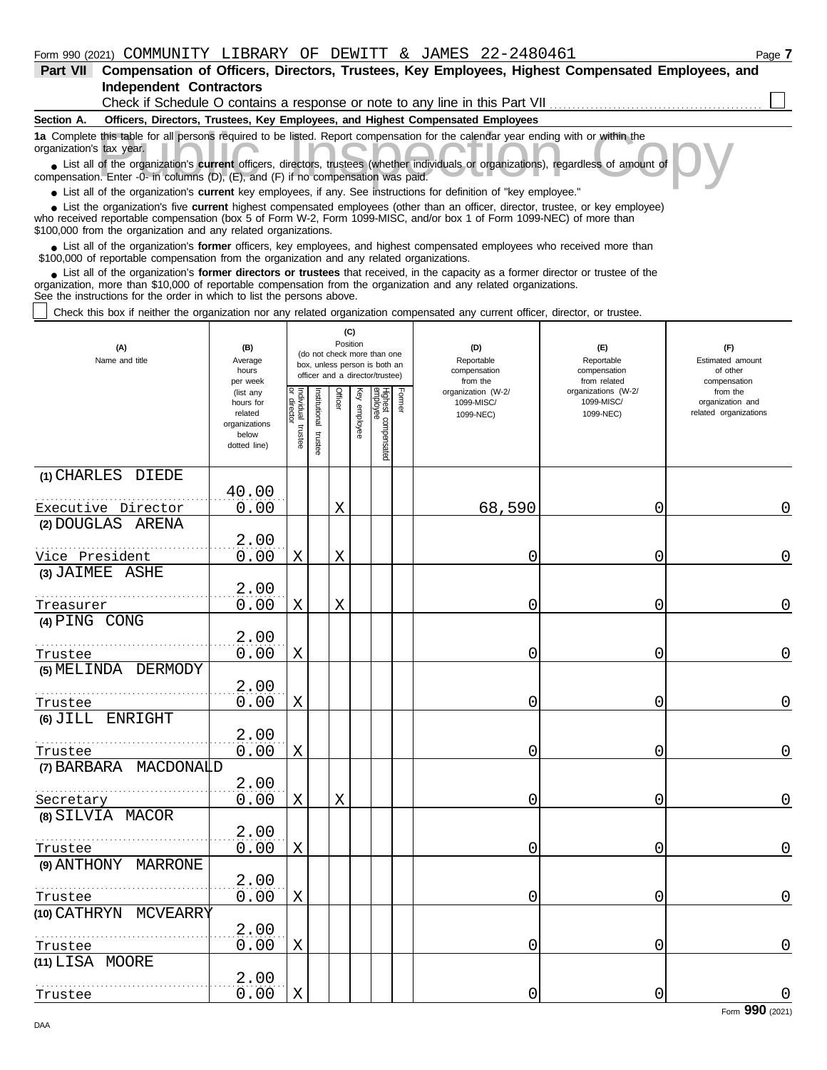Form 990 (2021) COMMUNITY LIBRARY OF DEWITT & JAMES 22-2480461

**Part VII Compensation of Officers, Directors, Trustees, Key Employees, Highest Compensated Employees, and Independent Contractors**

Check if Schedule O contains a response or note to any line in this Part VII ☐

**Section A. Officers, Directors, Trustees, Key Employees, and Highest Compensated Employees**

**1a** Complete this table for all persons required to be listed. Report compensation for the calendar year ending with or within the organization's tax year.

- List all of the organization's **current** officers, directors, trustees (whether individuals or organizations), regardless of amount of compensation. Enter -0- in columns (D), (E), and (F) if no compensation was paid.
- List all of the organization's **current** key employees, if any. See instructions for definition of "key employee."
- List the organization's five **current** highest compensated employees (other than an officer, director, trustee, or key employee) who received reportable compensation (box 5 of Form W-2, Form 1099-MISC, and/or box 1 of Form 1099-NEC) of more than $100,000 from the organization and any related organizations.
- List all of the organization's **former** officers, key employees, and highest compensated employees who received more than $100,000 of reportable compensation from the organization and any related organizations.
- List all of the organization's **former directors or trustees** that received, in the capacity as a former director or trustee of the organization, more than $10,000 of reportable compensation from the organization and any related organizations.

See the instructions for the order in which to list the persons above.

☐ Check this box if neither the organization nor any related organization compensated any current officer, director, or trustee.

| (A) Name and title | (B) Average hours per week (list any hours for related organizations below dotted line) | (C) Position: Individual trustee or director | Institutional trustee | Officer | Key employee | Highest compensated employee | Former | (D) Reportable compensation from the organization (W-2/1099-MISC/1099-NEC) | (E) Reportable compensation from related organizations (W-2/1099-MISC/1099-NEC) | (F) Estimated amount of other compensation from the organization and related organizations |
|---|---|---|---|---|---|---|---|---|---|---|
| (1) CHARLES DIEDE<br>Executive Director | 40.00<br>0.00 | | | X | | | | 68,590 | 0 | 0 |
| (2) DOUGLAS ARENA<br>Vice President | 2.00<br>0.00 | X | | X | | | | 0 | 0 | 0 |
| (3) JAIMEE ASHE<br>Treasurer | 2.00<br>0.00 | X | | X | | | | 0 | 0 | 0 |
| (4) PING CONG<br>Trustee | 2.00<br>0.00 | X | | | | | | 0 | 0 | 0 |
| (5) MELINDA DERMODY<br>Trustee | 2.00<br>0.00 | X | | | | | | 0 | 0 | 0 |
| (6) JILL ENRIGHT<br>Trustee | 2.00<br>0.00 | X | | | | | | 0 | 0 | 0 |
| (7) BARBARA MACDONALD<br>Secretary | 2.00<br>0.00 | X | | X | | | | 0 | 0 | 0 |
| (8) SILVIA MACOR<br>Trustee | 2.00<br>0.00 | X | | | | | | 0 | 0 | 0 |
| (9) ANTHONY MARRONE<br>Trustee | 2.00<br>0.00 | X | | | | | | 0 | 0 | 0 |
| (10) CATHRYN MCVEARRY<br>Trustee | 2.00<br>0.00 | X | | | | | | 0 | 0 | 0 |
| (11) LISA MOORE<br>Trustee | 2.00<br>0.00 | X | | | | | | 0 | 0 | 0 |

Form **990** (2021)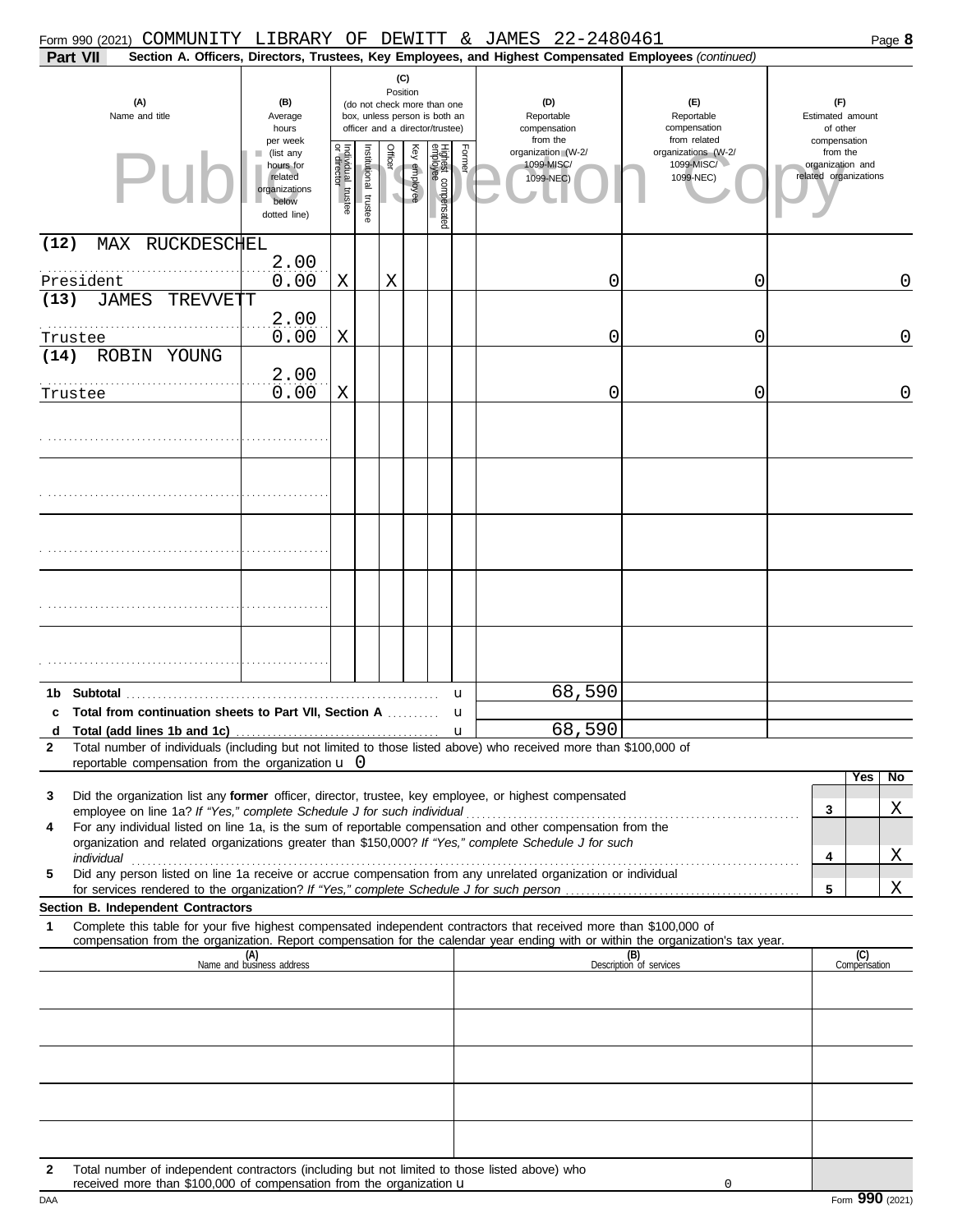Form 990 (2021) COMMUNITY LIBRARY OF DEWITT & JAMES 22-2480461

**Part VII** **Section A. Officers, Directors, Trustees, Key Employees, and Highest Compensated Employees** *(continued)*

| (A) Name and title | (B) Average hours per week (list any hours for related organizations below dotted line) | (C) Position: Individual trustee or director | Institutional trustee | Officer | Key employee | Highest compensated employee | Former | (D) Reportable compensation from the organization (W-2/ 1099-MISC/ 1099-NEC) | (E) Reportable compensation from related organizations (W-2/ 1099-MISC/ 1099-NEC) | (F) Estimated amount of other compensation from the organization and related organizations |
|---|---|---|---|---|---|---|---|---|---|---|
| (12) MAX RUCKDESCHEL<br>President | 2.00<br>0.00 | X | | X | | | | 0 | 0 | 0 |
| (13) JAMES TREVVETT<br>Trustee | 2.00<br>0.00 | X | | | | | | 0 | 0 | 0 |
| (14) ROBIN YOUNG<br>Trustee | 2.00<br>0.00 | X | | | | | | 0 | 0 | 0 |

| | | | |
|---|---|---|---|
| **1b Subtotal** | 68,590 | | |
| **c Total from continuation sheets to Part VII, Section A** | | | |
| **d Total (add lines 1b and 1c)** | 68,590 | | |

**2** Total number of individuals (including but not limited to those listed above) who received more than $100,000 of reportable compensation from the organization 0

| | | Yes | No |
|---|---|---|---|
| **3** Did the organization list any **former** officer, director, trustee, key employee, or highest compensated employee on line 1a? *If "Yes," complete Schedule J for such individual* | 3 | | X |
| **4** For any individual listed on line 1a, is the sum of reportable compensation and other compensation from the organization and related organizations greater than $150,000? *If "Yes," complete Schedule J for such individual* | 4 | | X |
| **5** Did any person listed on line 1a receive or accrue compensation from any unrelated organization or individual for services rendered to the organization? *If "Yes," complete Schedule J for such person* | 5 | | X |

**Section B. Independent Contractors**

**1** Complete this table for your five highest compensated independent contractors that received more than $100,000 of compensation from the organization. Report compensation for the calendar year ending with or within the organization's tax year.

| (A) Name and business address | (B) Description of services | (C) Compensation |
|---|---|---|
| | | |
| | | |
| | | |
| | | |
| | | |

**2** Total number of independent contractors (including but not limited to those listed above) who received more than $100,000 of compensation from the organization 0

Form **990** (2021)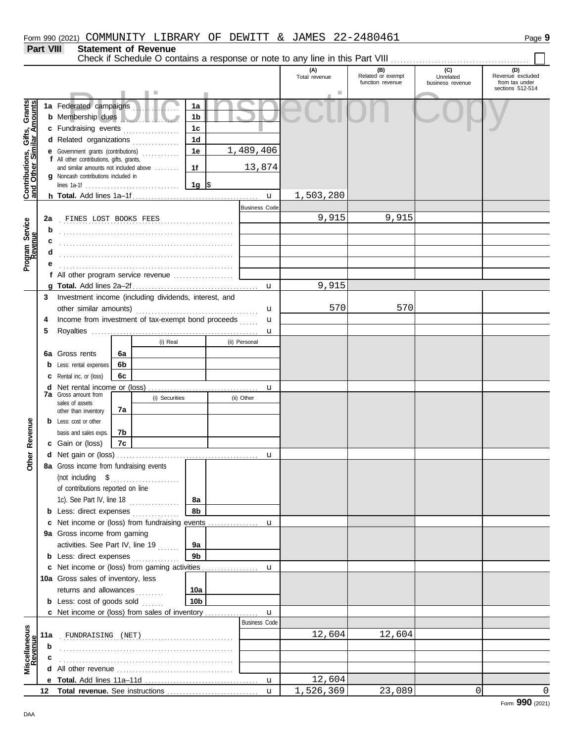Form 990 (2021) COMMUNITY LIBRARY OF DEWITT & JAMES 22-2480461

## Part VIII Statement of Revenue

Check if Schedule O contains a response or note to any line in this Part VIII

| | | | (A) Total revenue | (B) Related or exempt function revenue | (C) Unrelated business revenue | (D) Revenue excluded from tax under sections 512-514 |
|---|---|---|---|---|---|---|
| **Contributions, Gifts, Grants and Other Similar Amounts** | 1a Federated campaigns | 1a | | | | |
| | b Membership dues | 1b | | | | |
| | c Fundraising events | 1c | | | | |
| | d Related organizations | 1d | | | | |
| | e Government grants (contributions) | 1e 1,489,406 | | | | |
| | f All other contributions, gifts, grants, and similar amounts not included above | 1f 13,874 | | | | |
| | g Noncash contributions included in lines 1a-1f | 1g $ | | | | |
| | h **Total.** Add lines 1a–1f | | 1,503,280 | | | |
| **Program Service Revenue** | | Business Code | | | | |
| | 2a FINES LOST BOOKS FEES | | 9,915 | 9,915 | | |
| | b | | | | | |
| | c | | | | | |
| | d | | | | | |
| | e | | | | | |
| | f All other program service revenue | | | | | |
| | g **Total.** Add lines 2a–2f | | 9,915 | | | |
| **Other Revenue** | 3 Investment income (including dividends, interest, and other similar amounts) | | 570 | 570 | | |
| | 4 Income from investment of tax-exempt bond proceeds | | | | | |
| | 5 Royalties | | | | | |
| | 6a Gross rents — 6a (i) Real / (ii) Personal | | | | | |
| | b Less: rental expenses — 6b | | | | | |
| | c Rental inc. or (loss) — 6c | | | | | |
| | d Net rental income or (loss) | | | | | |
| | 7a Gross amount from sales of assets other than inventory — 7a (i) Securities / (ii) Other | | | | | |
| | b Less: cost or other basis and sales exps. — 7b | | | | | |
| | c Gain or (loss) — 7c | | | | | |
| | d Net gain or (loss) | | | | | |
| | 8a Gross income from fundraising events (not including $ of contributions reported on line 1c). See Part IV, line 18 | 8a | | | | |
| | b Less: direct expenses | 8b | | | | |
| | c Net income or (loss) from fundraising events | | | | | |
| | 9a Gross income from gaming activities. See Part IV, line 19 | 9a | | | | |
| | b Less: direct expenses | 9b | | | | |
| | c Net income or (loss) from gaming activities | | | | | |
| | 10a Gross sales of inventory, less returns and allowances | 10a | | | | |
| | b Less: cost of goods sold | 10b | | | | |
| | c Net income or (loss) from sales of inventory | | | | | |
| **Miscellaneous Revenue** | | Business Code | | | | |
| | 11a FUNDRAISING (NET) | | 12,604 | 12,604 | | |
| | b | | | | | |
| | c | | | | | |
| | d All other revenue | | | | | |
| | e **Total.** Add lines 11a–11d | | 12,604 | | | |
| | 12 **Total revenue.** See instructions | | 1,526,369 | 23,089 | 0 | 0 |

Form **990** (2021)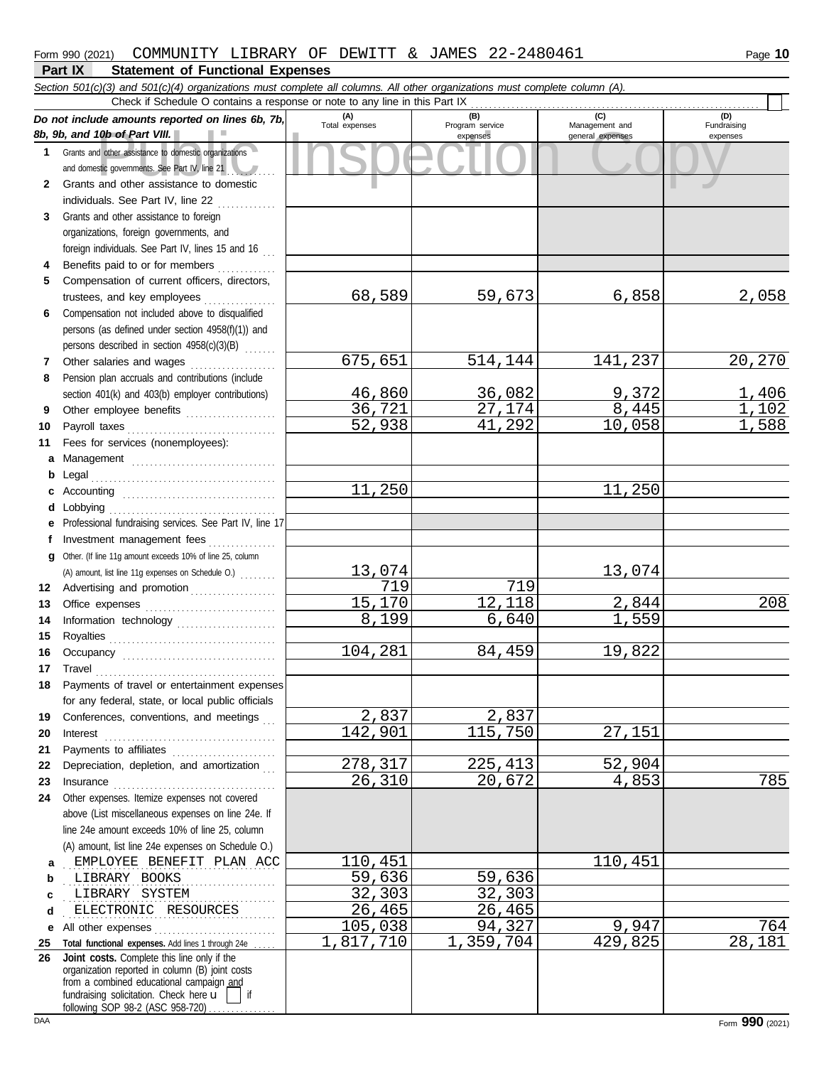Form 990 (2021) COMMUNITY LIBRARY OF DEWITT & JAMES 22-2480461

**Part IX Statement of Functional Expenses**

*Section 501(c)(3) and 501(c)(4) organizations must complete all columns. All other organizations must complete column (A).*

Check if Schedule O contains a response or note to any line in this Part IX

| *Do not include amounts reported on lines 6b, 7b, 8b, 9b, and 10b of Part VIII.* | (A) Total expenses | (B) Program service expenses | (C) Management and general expenses | (D) Fundraising expenses |
|---|---|---|---|---|
| **1** Grants and other assistance to domestic organizations and domestic governments. See Part IV, line 21 | | | | |
| **2** Grants and other assistance to domestic individuals. See Part IV, line 22 | | | | |
| **3** Grants and other assistance to foreign organizations, foreign governments, and foreign individuals. See Part IV, lines 15 and 16 | | | | |
| **4** Benefits paid to or for members | | | | |
| **5** Compensation of current officers, directors, trustees, and key employees | 68,589 | 59,673 | 6,858 | 2,058 |
| **6** Compensation not included above to disqualified persons (as defined under section 4958(f)(1)) and persons described in section 4958(c)(3)(B) | | | | |
| **7** Other salaries and wages | 675,651 | 514,144 | 141,237 | 20,270 |
| **8** Pension plan accruals and contributions (include section 401(k) and 403(b) employer contributions) | 46,860 | 36,082 | 9,372 | 1,406 |
| **9** Other employee benefits | 36,721 | 27,174 | 8,445 | 1,102 |
| **10** Payroll taxes | 52,938 | 41,292 | 10,058 | 1,588 |
| **11** Fees for services (nonemployees): | | | | |
| **a** Management | | | | |
| **b** Legal | | | | |
| **c** Accounting | 11,250 | | 11,250 | |
| **d** Lobbying | | | | |
| **e** Professional fundraising services. See Part IV, line 17 | | | | |
| **f** Investment management fees | | | | |
| **g** Other. (If line 11g amount exceeds 10% of line 25, column (A) amount, list line 11g expenses on Schedule O.) | 13,074 | | 13,074 | |
| **12** Advertising and promotion | 719 | 719 | | |
| **13** Office expenses | 15,170 | 12,118 | 2,844 | 208 |
| **14** Information technology | 8,199 | 6,640 | 1,559 | |
| **15** Royalties | | | | |
| **16** Occupancy | 104,281 | 84,459 | 19,822 | |
| **17** Travel | | | | |
| **18** Payments of travel or entertainment expenses for any federal, state, or local public officials | | | | |
| **19** Conferences, conventions, and meetings | 2,837 | 2,837 | | |
| **20** Interest | 142,901 | 115,750 | 27,151 | |
| **21** Payments to affiliates | | | | |
| **22** Depreciation, depletion, and amortization | 278,317 | 225,413 | 52,904 | |
| **23** Insurance | 26,310 | 20,672 | 4,853 | 785 |
| **24** Other expenses. Itemize expenses not covered above (List miscellaneous expenses on line 24e. If line 24e amount exceeds 10% of line 25, column (A) amount, list line 24e expenses on Schedule O.) | | | | |
| **a** EMPLOYEE BENEFIT PLAN ACC | 110,451 | | 110,451 | |
| **b** LIBRARY BOOKS | 59,636 | 59,636 | | |
| **c** LIBRARY SYSTEM | 32,303 | 32,303 | | |
| **d** ELECTRONIC RESOURCES | 26,465 | 26,465 | | |
| **e** All other expenses | 105,038 | 94,327 | 9,947 | 764 |
| **25 Total functional expenses.** Add lines 1 through 24e | 1,817,710 | 1,359,704 | 429,825 | 28,181 |
| **26 Joint costs.** Complete this line only if the organization reported in column (B) joint costs from a combined educational campaign and fundraising solicitation. Check here ☐ if following SOP 98-2 (ASC 958-720) | | | | |

Form **990** (2021)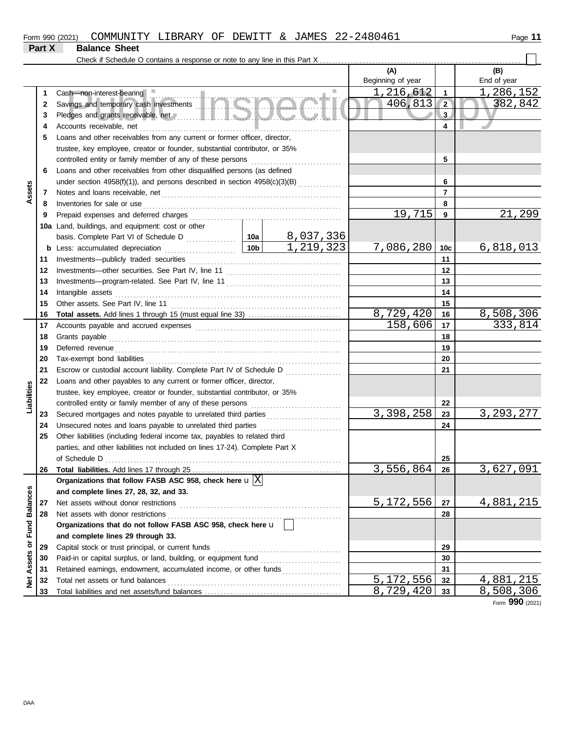Form 990 (2021) COMMUNITY LIBRARY OF DEWITT & JAMES 22-2480461

## Part X Balance Sheet

Check if Schedule O contains a response or note to any line in this Part X . . . ☐

| | | | | (A) Beginning of year | | (B) End of year |
|---|---|---|---|---|---|---|
| Assets | 1 | Cash—non-interest-bearing | | 1,216,612 | 1 | 1,286,152 |
| | 2 | Savings and temporary cash investments | | 406,813 | 2 | 382,842 |
| | 3 | Pledges and grants receivable, net | | | 3 | |
| | 4 | Accounts receivable, net | | | 4 | |
| | 5 | Loans and other receivables from any current or former officer, director, trustee, key employee, creator or founder, substantial contributor, or 35% controlled entity or family member of any of these persons | | | 5 | |
| | 6 | Loans and other receivables from other disqualified persons (as defined under section 4958(f)(1)), and persons described in section 4958(c)(3)(B) | | | 6 | |
| | 7 | Notes and loans receivable, net | | | 7 | |
| | 8 | Inventories for sale or use | | | 8 | |
| | 9 | Prepaid expenses and deferred charges | | 19,715 | 9 | 21,299 |
| | 10a | Land, buildings, and equipment: cost or other basis. Complete Part VI of Schedule D | 10a 8,037,336 | | | |
| | b | Less: accumulated depreciation | 10b 1,219,323 | 7,086,280 | 10c | 6,818,013 |
| | 11 | Investments—publicly traded securities | | | 11 | |
| | 12 | Investments—other securities. See Part IV, line 11 | | | 12 | |
| | 13 | Investments—program-related. See Part IV, line 11 | | | 13 | |
| | 14 | Intangible assets | | | 14 | |
| | 15 | Other assets. See Part IV, line 11 | | | 15 | |
| | 16 | **Total assets.** Add lines 1 through 15 (must equal line 33) | | 8,729,420 | 16 | 8,508,306 |
| Liabilities | 17 | Accounts payable and accrued expenses | | 158,606 | 17 | 333,814 |
| | 18 | Grants payable | | | 18 | |
| | 19 | Deferred revenue | | | 19 | |
| | 20 | Tax-exempt bond liabilities | | | 20 | |
| | 21 | Escrow or custodial account liability. Complete Part IV of Schedule D | | | 21 | |
| | 22 | Loans and other payables to any current or former officer, director, trustee, key employee, creator or founder, substantial contributor, or 35% controlled entity or family member of any of these persons | | | 22 | |
| | 23 | Secured mortgages and notes payable to unrelated third parties | | 3,398,258 | 23 | 3,293,277 |
| | 24 | Unsecured notes and loans payable to unrelated third parties | | | 24 | |
| | 25 | Other liabilities (including federal income tax, payables to related third parties, and other liabilities not included on lines 17-24). Complete Part X of Schedule D | | | 25 | |
| | 26 | **Total liabilities.** Add lines 17 through 25 | | 3,556,864 | 26 | 3,627,091 |
| Net Assets or Fund Balances | | **Organizations that follow FASB ASC 958, check here** ☒ **and complete lines 27, 28, 32, and 33.** | | | | |
| | 27 | Net assets without donor restrictions | | 5,172,556 | 27 | 4,881,215 |
| | 28 | Net assets with donor restrictions | | | 28 | |
| | | **Organizations that do not follow FASB ASC 958, check here** ☐ **and complete lines 29 through 33.** | | | | |
| | 29 | Capital stock or trust principal, or current funds | | | 29 | |
| | 30 | Paid-in or capital surplus, or land, building, or equipment fund | | | 30 | |
| | 31 | Retained earnings, endowment, accumulated income, or other funds | | | 31 | |
| | 32 | Total net assets or fund balances | | 5,172,556 | 32 | 4,881,215 |
| | 33 | Total liabilities and net assets/fund balances | | 8,729,420 | 33 | 8,508,306 |

Form **990** (2021)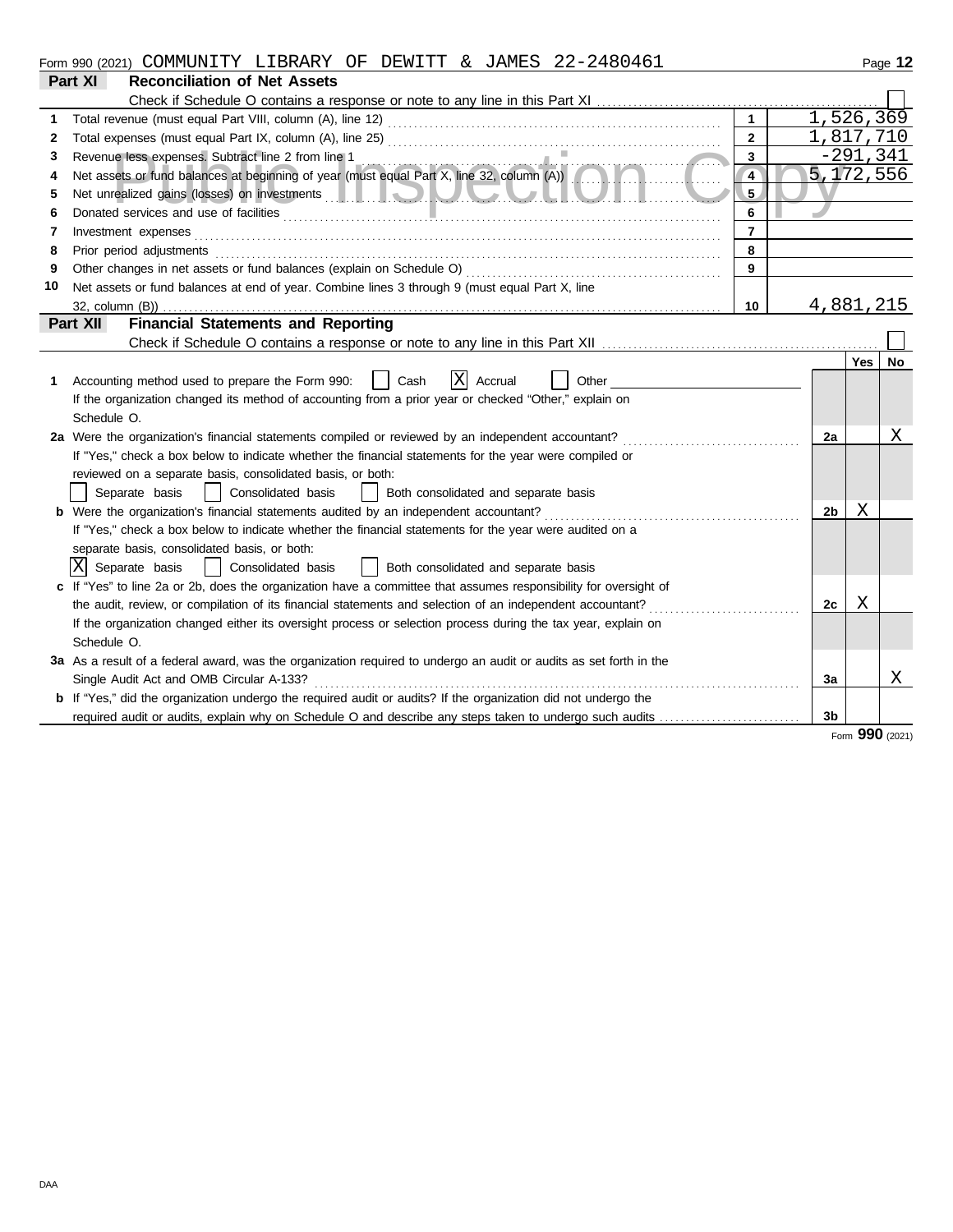Form 990 (2021) COMMUNITY LIBRARY OF DEWITT & JAMES 22-2480461

## Part XI Reconciliation of Net Assets

Check if Schedule O contains a response or note to any line in this Part XI ☐

| | | | |
|---|---|---|---|
| 1 | Total revenue (must equal Part VIII, column (A), line 12) | 1 | 1,526,369 |
| 2 | Total expenses (must equal Part IX, column (A), line 25) | 2 | 1,817,710 |
| 3 | Revenue less expenses. Subtract line 2 from line 1 | 3 | -291,341 |
| 4 | Net assets or fund balances at beginning of year (must equal Part X, line 32, column (A)) | 4 | 5,172,556 |
| 5 | Net unrealized gains (losses) on investments | 5 | |
| 6 | Donated services and use of facilities | 6 | |
| 7 | Investment expenses | 7 | |
| 8 | Prior period adjustments | 8 | |
| 9 | Other changes in net assets or fund balances (explain on Schedule O) | 9 | |
| 10 | Net assets or fund balances at end of year. Combine lines 3 through 9 (must equal Part X, line 32, column (B)) | 10 | 4,881,215 |

## Part XII Financial Statements and Reporting

Check if Schedule O contains a response or note to any line in this Part XII ☐

| | | | Yes | No |
|---|---|---|---|---|
| 1 | Accounting method used to prepare the Form 990: ☐ Cash ☒ Accrual ☐ Other<br>If the organization changed its method of accounting from a prior year or checked "Other," explain on Schedule O. | | | |
| 2a | Were the organization's financial statements compiled or reviewed by an independent accountant?<br>If "Yes," check a box below to indicate whether the financial statements for the year were compiled or reviewed on a separate basis, consolidated basis, or both:<br>☐ Separate basis ☐ Consolidated basis ☐ Both consolidated and separate basis | 2a | | X |
| b | Were the organization's financial statements audited by an independent accountant?<br>If "Yes," check a box below to indicate whether the financial statements for the year were audited on a separate basis, consolidated basis, or both:<br>☒ Separate basis ☐ Consolidated basis ☐ Both consolidated and separate basis | 2b | X | |
| c | If "Yes" to line 2a or 2b, does the organization have a committee that assumes responsibility for oversight of the audit, review, or compilation of its financial statements and selection of an independent accountant?<br>If the organization changed either its oversight process or selection process during the tax year, explain on Schedule O. | 2c | X | |
| 3a | As a result of a federal award, was the organization required to undergo an audit or audits as set forth in the Single Audit Act and OMB Circular A-133? | 3a | | X |
| b | If "Yes," did the organization undergo the required audit or audits? If the organization did not undergo the required audit or audits, explain why on Schedule O and describe any steps taken to undergo such audits | 3b | | |

Form **990** (2021)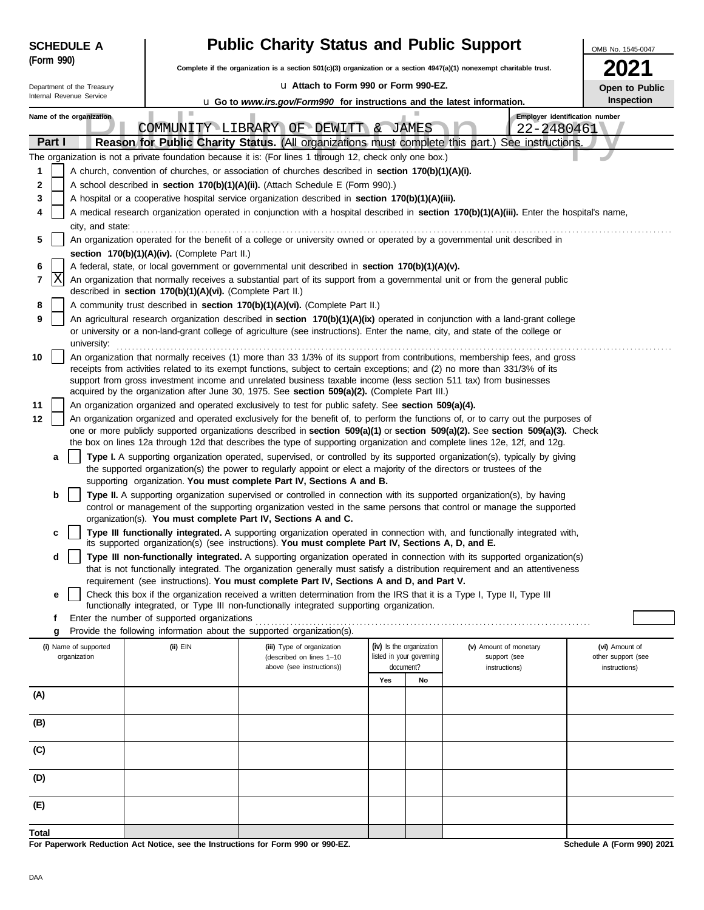**SCHEDULE A (Form 990)**

Department of the Treasury
Internal Revenue Service

# Public Charity Status and Public Support

**Complete if the organization is a section 501(c)(3) organization or a section 4947(a)(1) nonexempt charitable trust.**

u **Attach to Form 990 or Form 990-EZ.**

u **Go to *www.irs.gov/Form990* for instructions and the latest information.**

OMB No. 1545-0047

**2021**

**Open to Public Inspection**

Public Inspection Copy

**Name of the organization**
COMMUNITY LIBRARY OF DEWITT & JAMES

**Employer identification number**
22-2480461

## Part I — Reason for Public Charity Status. (All organizations must complete this part.) See instructions.

The organization is not a private foundation because it is: (For lines 1 through 12, check only one box.)

1 [ ] A church, convention of churches, or association of churches described in **section 170(b)(1)(A)(i).**

2 [ ] A school described in **section 170(b)(1)(A)(ii).** (Attach Schedule E (Form 990).)

3 [ ] A hospital or a cooperative hospital service organization described in **section 170(b)(1)(A)(iii).**

4 [ ] A medical research organization operated in conjunction with a hospital described in **section 170(b)(1)(A)(iii).** Enter the hospital's name, city, and state:

5 [ ] An organization operated for the benefit of a college or university owned or operated by a governmental unit described in **section 170(b)(1)(A)(iv).** (Complete Part II.)

6 [ ] A federal, state, or local government or governmental unit described in **section 170(b)(1)(A)(v).**

7 [X] An organization that normally receives a substantial part of its support from a governmental unit or from the general public described in **section 170(b)(1)(A)(vi).** (Complete Part II.)

8 [ ] A community trust described in **section 170(b)(1)(A)(vi).** (Complete Part II.)

9 [ ] An agricultural research organization described in **section 170(b)(1)(A)(ix)** operated in conjunction with a land-grant college or university or a non-land-grant college of agriculture (see instructions). Enter the name, city, and state of the college or university:

10 [ ] An organization that normally receives (1) more than 33 1/3% of its support from contributions, membership fees, and gross receipts from activities related to its exempt functions, subject to certain exceptions; and (2) no more than 331/3% of its support from gross investment income and unrelated business taxable income (less section 511 tax) from businesses acquired by the organization after June 30, 1975. See **section 509(a)(2).** (Complete Part III.)

11 [ ] An organization organized and operated exclusively to test for public safety. See **section 509(a)(4).**

12 [ ] An organization organized and operated exclusively for the benefit of, to perform the functions of, or to carry out the purposes of one or more publicly supported organizations described in **section 509(a)(1)** or **section 509(a)(2).** See **section 509(a)(3).** Check the box on lines 12a through 12d that describes the type of supporting organization and complete lines 12e, 12f, and 12g.

a [ ] **Type I.** A supporting organization operated, supervised, or controlled by its supported organization(s), typically by giving the supported organization(s) the power to regularly appoint or elect a majority of the directors or trustees of the supporting organization. **You must complete Part IV, Sections A and B.**

b [ ] **Type II.** A supporting organization supervised or controlled in connection with its supported organization(s), by having control or management of the supporting organization vested in the same persons that control or manage the supported organization(s). **You must complete Part IV, Sections A and C.**

c [ ] **Type III functionally integrated.** A supporting organization operated in connection with, and functionally integrated with, its supported organization(s) (see instructions). **You must complete Part IV, Sections A, D, and E.**

d [ ] **Type III non-functionally integrated.** A supporting organization operated in connection with its supported organization(s) that is not functionally integrated. The organization generally must satisfy a distribution requirement and an attentiveness requirement (see instructions). **You must complete Part IV, Sections A and D, and Part V.**

e [ ] Check this box if the organization received a written determination from the IRS that it is a Type I, Type II, Type III functionally integrated, or Type III non-functionally integrated supporting organization.

f Enter the number of supported organizations

g Provide the following information about the supported organization(s).

| (i) Name of supported organization | (ii) EIN | (iii) Type of organization (described on lines 1–10 above (see instructions)) | (iv) Is the organization listed in your governing document? Yes | No | (v) Amount of monetary support (see instructions) | (vi) Amount of other support (see instructions) |
|---|---|---|---|---|---|---|
| (A) | | | | | | |
| (B) | | | | | | |
| (C) | | | | | | |
| (D) | | | | | | |
| (E) | | | | | | |
| **Total** | | | | | | |

**For Paperwork Reduction Act Notice, see the Instructions for Form 990 or 990-EZ.**

**Schedule A (Form 990) 2021**

DAA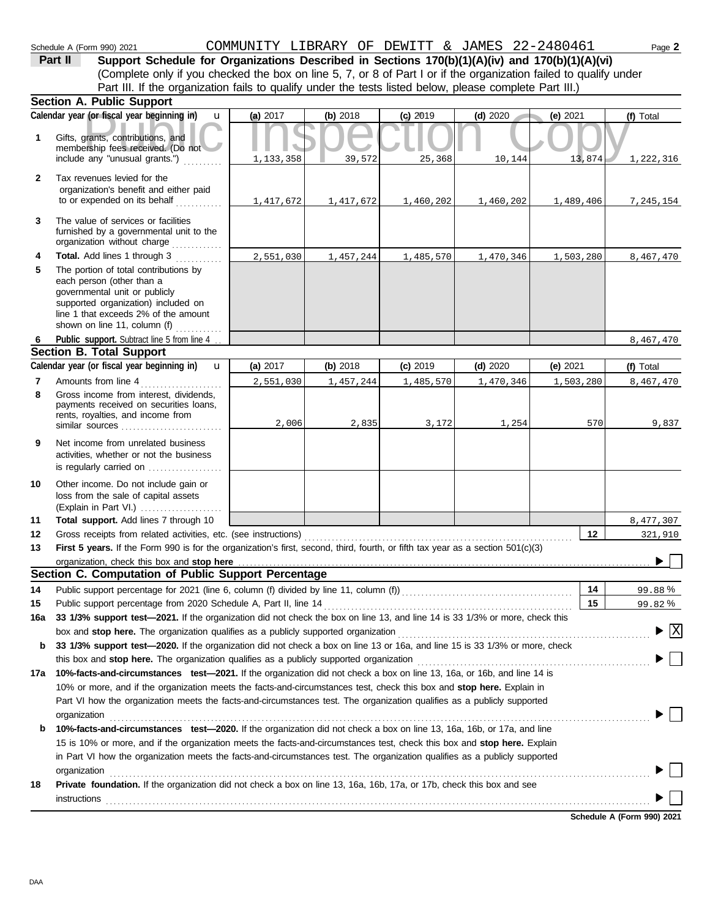Schedule A (Form 990) 2021 COMMUNITY LIBRARY OF DEWITT & JAMES 22-2480461 Page **2**

**Part II** **Support Schedule for Organizations Described in Sections 170(b)(1)(A)(iv) and 170(b)(1)(A)(vi)**
(Complete only if you checked the box on line 5, 7, or 8 of Part I or if the organization failed to qualify under Part III. If the organization fails to qualify under the tests listed below, please complete Part III.)

**Section A. Public Support**

| Calendar year (or fiscal year beginning in) | (a) 2017 | (b) 2018 | (c) 2019 | (d) 2020 | (e) 2021 | (f) Total |
|---|---|---|---|---|---|---|
| **1** Gifts, grants, contributions, and membership fees received. (Do not include any "unusual grants.") | 1,133,358 | 39,572 | 25,368 | 10,144 | 13,874 | 1,222,316 |
| **2** Tax revenues levied for the organization's benefit and either paid to or expended on its behalf | 1,417,672 | 1,417,672 | 1,460,202 | 1,460,202 | 1,489,406 | 7,245,154 |
| **3** The value of services or facilities furnished by a governmental unit to the organization without charge | | | | | | |
| **4** **Total.** Add lines 1 through 3 | 2,551,030 | 1,457,244 | 1,485,570 | 1,470,346 | 1,503,280 | 8,467,470 |
| **5** The portion of total contributions by each person (other than a governmental unit or publicly supported organization) included on line 1 that exceeds 2% of the amount shown on line 11, column (f) | | | | | | |
| **6** **Public support.** Subtract line 5 from line 4 | | | | | | 8,467,470 |

**Section B. Total Support**

| Calendar year (or fiscal year beginning in) | (a) 2017 | (b) 2018 | (c) 2019 | (d) 2020 | (e) 2021 | (f) Total |
|---|---|---|---|---|---|---|
| **7** Amounts from line 4 | 2,551,030 | 1,457,244 | 1,485,570 | 1,470,346 | 1,503,280 | 8,467,470 |
| **8** Gross income from interest, dividends, payments received on securities loans, rents, royalties, and income from similar sources | 2,006 | 2,835 | 3,172 | 1,254 | 570 | 9,837 |
| **9** Net income from unrelated business activities, whether or not the business is regularly carried on | | | | | | |
| **10** Other income. Do not include gain or loss from the sale of capital assets (Explain in Part VI.) | | | | | | |
| **11** **Total support.** Add lines 7 through 10 | | | | | | 8,477,307 |

**12** Gross receipts from related activities, etc. (see instructions) **12** 321,910

**13** **First 5 years.** If the Form 990 is for the organization's first, second, third, fourth, or fifth tax year as a section 501(c)(3) organization, check this box and **stop here** ☐

**Section C. Computation of Public Support Percentage**

**14** Public support percentage for 2021 (line 6, column (f) divided by line 11, column (f)) **14** 99.88 %

**15** Public support percentage from 2020 Schedule A, Part II, line 14 **15** 99.82 %

**16a** **33 1/3% support test—2021.** If the organization did not check the box on line 13, and line 14 is 33 1/3% or more, check this box and **stop here.** The organization qualifies as a publicly supported organization ☒

**b** **33 1/3% support test—2020.** If the organization did not check a box on line 13 or 16a, and line 15 is 33 1/3% or more, check this box and **stop here.** The organization qualifies as a publicly supported organization ☐

**17a** **10%-facts-and-circumstances test—2021.** If the organization did not check a box on line 13, 16a, or 16b, and line 14 is 10% or more, and if the organization meets the facts-and-circumstances test, check this box and **stop here.** Explain in Part VI how the organization meets the facts-and-circumstances test. The organization qualifies as a publicly supported organization ☐

**b** **10%-facts-and-circumstances test—2020.** If the organization did not check a box on line 13, 16a, 16b, or 17a, and line 15 is 10% or more, and if the organization meets the facts-and-circumstances test, check this box and **stop here.** Explain in Part VI how the organization meets the facts-and-circumstances test. The organization qualifies as a publicly supported organization ☐

**18** **Private foundation.** If the organization did not check a box on line 13, 16a, 16b, 17a, or 17b, check this box and see instructions ☐

**Schedule A (Form 990) 2021**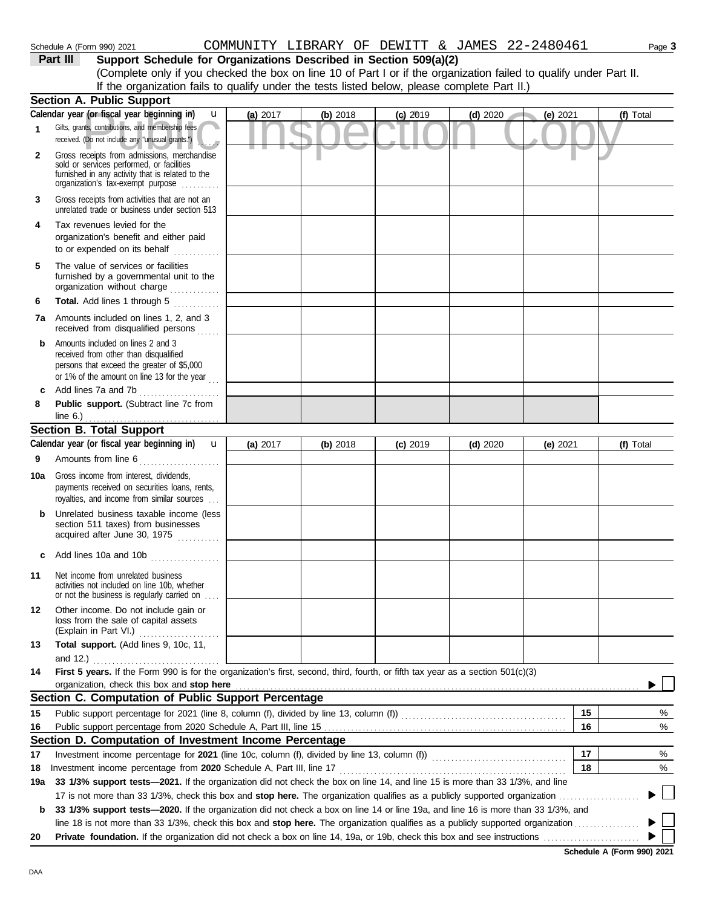Schedule A (Form 990) 2021 COMMUNITY LIBRARY OF DEWITT & JAMES 22-2480461

## Part III Support Schedule for Organizations Described in Section 509(a)(2)

(Complete only if you checked the box on line 10 of Part I or if the organization failed to qualify under Part II. If the organization fails to qualify under the tests listed below, please complete Part II.)

### Section A. Public Support

| Calendar year (or fiscal year beginning in) | (a) 2017 | (b) 2018 | (c) 2019 | (d) 2020 | (e) 2021 | (f) Total |
|---|---|---|---|---|---|---|
| 1 Gifts, grants, contributions, and membership fees received. (Do not include any "unusual grants.") | | | | | | |
| 2 Gross receipts from admissions, merchandise sold or services performed, or facilities furnished in any activity that is related to the organization's tax-exempt purpose | | | | | | |
| 3 Gross receipts from activities that are not an unrelated trade or business under section 513 | | | | | | |
| 4 Tax revenues levied for the organization's benefit and either paid to or expended on its behalf | | | | | | |
| 5 The value of services or facilities furnished by a governmental unit to the organization without charge | | | | | | |
| 6 **Total.** Add lines 1 through 5 | | | | | | |
| 7a Amounts included on lines 1, 2, and 3 received from disqualified persons | | | | | | |
| b Amounts included on lines 2 and 3 received from other than disqualified persons that exceed the greater of $5,000 or 1% of the amount on line 13 for the year | | | | | | |
| c Add lines 7a and 7b | | | | | | |
| 8 **Public support.** (Subtract line 7c from line 6.) | | | | | | |

### Section B. Total Support

| Calendar year (or fiscal year beginning in) | (a) 2017 | (b) 2018 | (c) 2019 | (d) 2020 | (e) 2021 | (f) Total |
|---|---|---|---|---|---|---|
| 9 Amounts from line 6 | | | | | | |
| 10a Gross income from interest, dividends, payments received on securities loans, rents, royalties, and income from similar sources | | | | | | |
| b Unrelated business taxable income (less section 511 taxes) from businesses acquired after June 30, 1975 | | | | | | |
| c Add lines 10a and 10b | | | | | | |
| 11 Net income from unrelated business activities not included on line 10b, whether or not the business is regularly carried on | | | | | | |
| 12 Other income. Do not include gain or loss from the sale of capital assets (Explain in Part VI.) | | | | | | |
| 13 **Total support.** (Add lines 9, 10c, 11, and 12.) | | | | | | |

14 **First 5 years.** If the Form 990 is for the organization's first, second, third, fourth, or fifth tax year as a section 501(c)(3) organization, check this box and **stop here** ☐

### Section C. Computation of Public Support Percentage

| | | | |
|---|---|---|---|
| 15 | Public support percentage for 2021 (line 8, column (f), divided by line 13, column (f)) | 15 | % |
| 16 | Public support percentage from 2020 Schedule A, Part III, line 15 | 16 | % |

### Section D. Computation of Investment Income Percentage

| | | | |
|---|---|---|---|
| 17 | Investment income percentage for **2021** (line 10c, column (f), divided by line 13, column (f)) | 17 | % |
| 18 | Investment income percentage from **2020** Schedule A, Part III, line 17 | 18 | % |

19a **33 1/3% support tests—2021.** If the organization did not check the box on line 14, and line 15 is more than 33 1/3%, and line 17 is not more than 33 1/3%, check this box and **stop here.** The organization qualifies as a publicly supported organization ☐

b **33 1/3% support tests—2020.** If the organization did not check a box on line 14 or line 19a, and line 16 is more than 33 1/3%, and line 18 is not more than 33 1/3%, check this box and **stop here.** The organization qualifies as a publicly supported organization ☐

20 **Private foundation.** If the organization did not check a box on line 14, 19a, or 19b, check this box and see instructions ☐

Schedule A (Form 990) 2021

DAA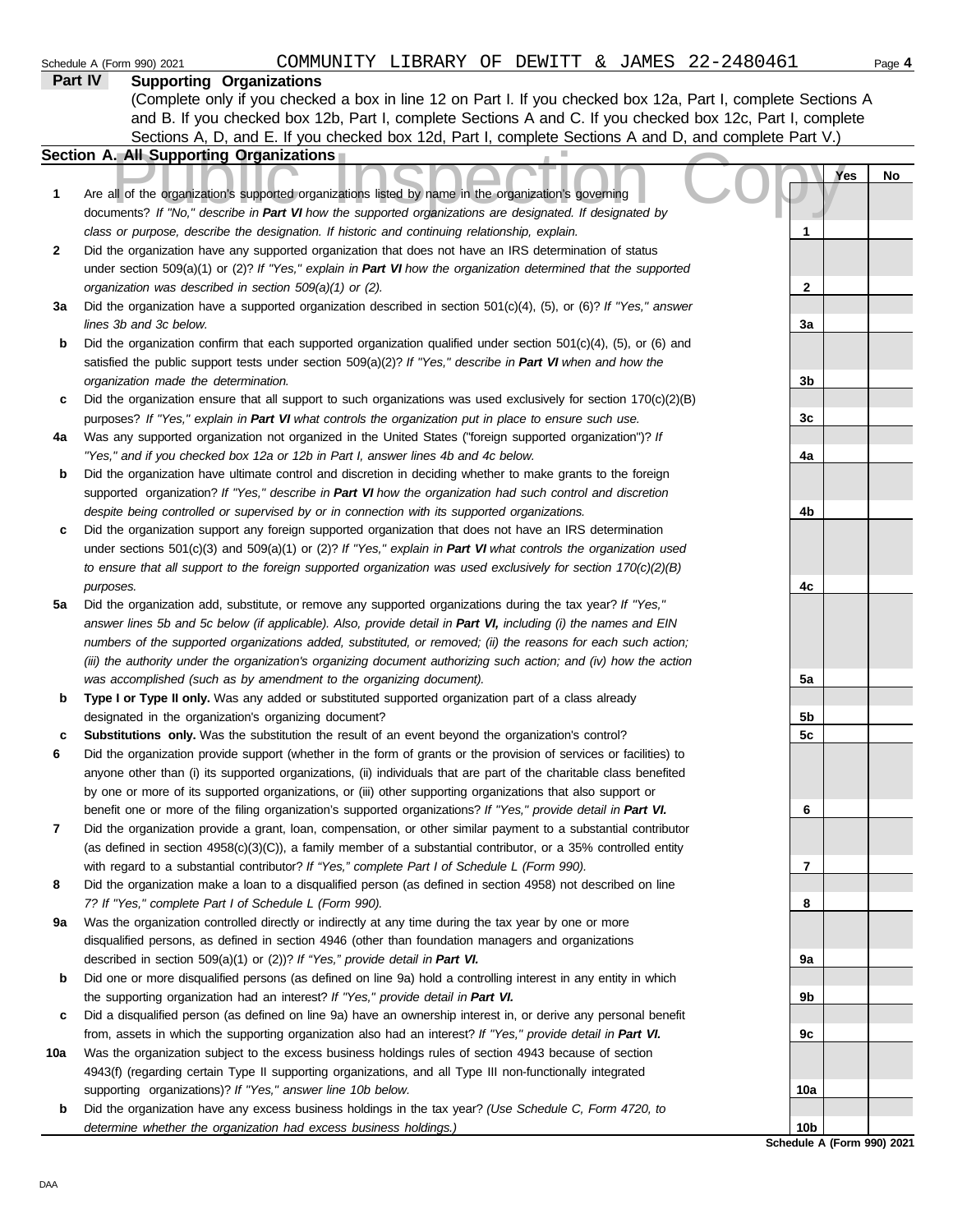Schedule A (Form 990) 2021 COMMUNITY LIBRARY OF DEWITT & JAMES 22-2480461

## Part IV Supporting Organizations

(Complete only if you checked a box in line 12 on Part I. If you checked box 12a, Part I, complete Sections A and B. If you checked box 12b, Part I, complete Sections A and C. If you checked box 12c, Part I, complete Sections A, D, and E. If you checked box 12d, Part I, complete Sections A and D, and complete Part V.)

### Section A. All Supporting Organizations

Public Inspection Copy

| | | | Yes | No |
|---|---|---|---|---|
| **1** | Are all of the organization's supported organizations listed by name in the organization's governing documents? *If "No," describe in **Part VI** how the supported organizations are designated. If designated by class or purpose, describe the designation. If historic and continuing relationship, explain.* | 1 | | |
| **2** | Did the organization have any supported organization that does not have an IRS determination of status under section 509(a)(1) or (2)? *If "Yes," explain in **Part VI** how the organization determined that the supported organization was described in section 509(a)(1) or (2).* | 2 | | |
| **3a** | Did the organization have a supported organization described in section 501(c)(4), (5), or (6)? *If "Yes," answer lines 3b and 3c below.* | 3a | | |
| **b** | Did the organization confirm that each supported organization qualified under section 501(c)(4), (5), or (6) and satisfied the public support tests under section 509(a)(2)? *If "Yes," describe in **Part VI** when and how the organization made the determination.* | 3b | | |
| **c** | Did the organization ensure that all support to such organizations was used exclusively for section 170(c)(2)(B) purposes? *If "Yes," explain in **Part VI** what controls the organization put in place to ensure such use.* | 3c | | |
| **4a** | Was any supported organization not organized in the United States ("foreign supported organization")? *If "Yes," and if you checked box 12a or 12b in Part I, answer lines 4b and 4c below.* | 4a | | |
| **b** | Did the organization have ultimate control and discretion in deciding whether to make grants to the foreign supported organization? *If "Yes," describe in **Part VI** how the organization had such control and discretion despite being controlled or supervised by or in connection with its supported organizations.* | 4b | | |
| **c** | Did the organization support any foreign supported organization that does not have an IRS determination under sections 501(c)(3) and 509(a)(1) or (2)? *If "Yes," explain in **Part VI** what controls the organization used to ensure that all support to the foreign supported organization was used exclusively for section 170(c)(2)(B) purposes.* | 4c | | |
| **5a** | Did the organization add, substitute, or remove any supported organizations during the tax year? *If "Yes," answer lines 5b and 5c below (if applicable). Also, provide detail in **Part VI,** including (i) the names and EIN numbers of the supported organizations added, substituted, or removed; (ii) the reasons for each such action; (iii) the authority under the organization's organizing document authorizing such action; and (iv) how the action was accomplished (such as by amendment to the organizing document).* | 5a | | |
| **b** | **Type I or Type II only.** Was any added or substituted supported organization part of a class already designated in the organization's organizing document? | 5b | | |
| **c** | **Substitutions only.** Was the substitution the result of an event beyond the organization's control? | 5c | | |
| **6** | Did the organization provide support (whether in the form of grants or the provision of services or facilities) to anyone other than (i) its supported organizations, (ii) individuals that are part of the charitable class benefited by one or more of its supported organizations, or (iii) other supporting organizations that also support or benefit one or more of the filing organization's supported organizations? *If "Yes," provide detail in **Part VI.*** | 6 | | |
| **7** | Did the organization provide a grant, loan, compensation, or other similar payment to a substantial contributor (as defined in section 4958(c)(3)(C)), a family member of a substantial contributor, or a 35% controlled entity with regard to a substantial contributor? *If "Yes," complete Part I of Schedule L (Form 990).* | 7 | | |
| **8** | Did the organization make a loan to a disqualified person (as defined in section 4958) not described on line 7? *If "Yes," complete Part I of Schedule L (Form 990).* | 8 | | |
| **9a** | Was the organization controlled directly or indirectly at any time during the tax year by one or more disqualified persons, as defined in section 4946 (other than foundation managers and organizations described in section 509(a)(1) or (2))? *If "Yes," provide detail in **Part VI.*** | 9a | | |
| **b** | Did one or more disqualified persons (as defined on line 9a) hold a controlling interest in any entity in which the supporting organization had an interest? *If "Yes," provide detail in **Part VI.*** | 9b | | |
| **c** | Did a disqualified person (as defined on line 9a) have an ownership interest in, or derive any personal benefit from, assets in which the supporting organization also had an interest? *If "Yes," provide detail in **Part VI.*** | 9c | | |
| **10a** | Was the organization subject to the excess business holdings rules of section 4943 because of section 4943(f) (regarding certain Type II supporting organizations, and all Type III non-functionally integrated supporting organizations)? *If "Yes," answer line 10b below.* | 10a | | |
| **b** | Did the organization have any excess business holdings in the tax year? *(Use Schedule C, Form 4720, to determine whether the organization had excess business holdings.)* | 10b | | |

**Schedule A (Form 990) 2021**

DAA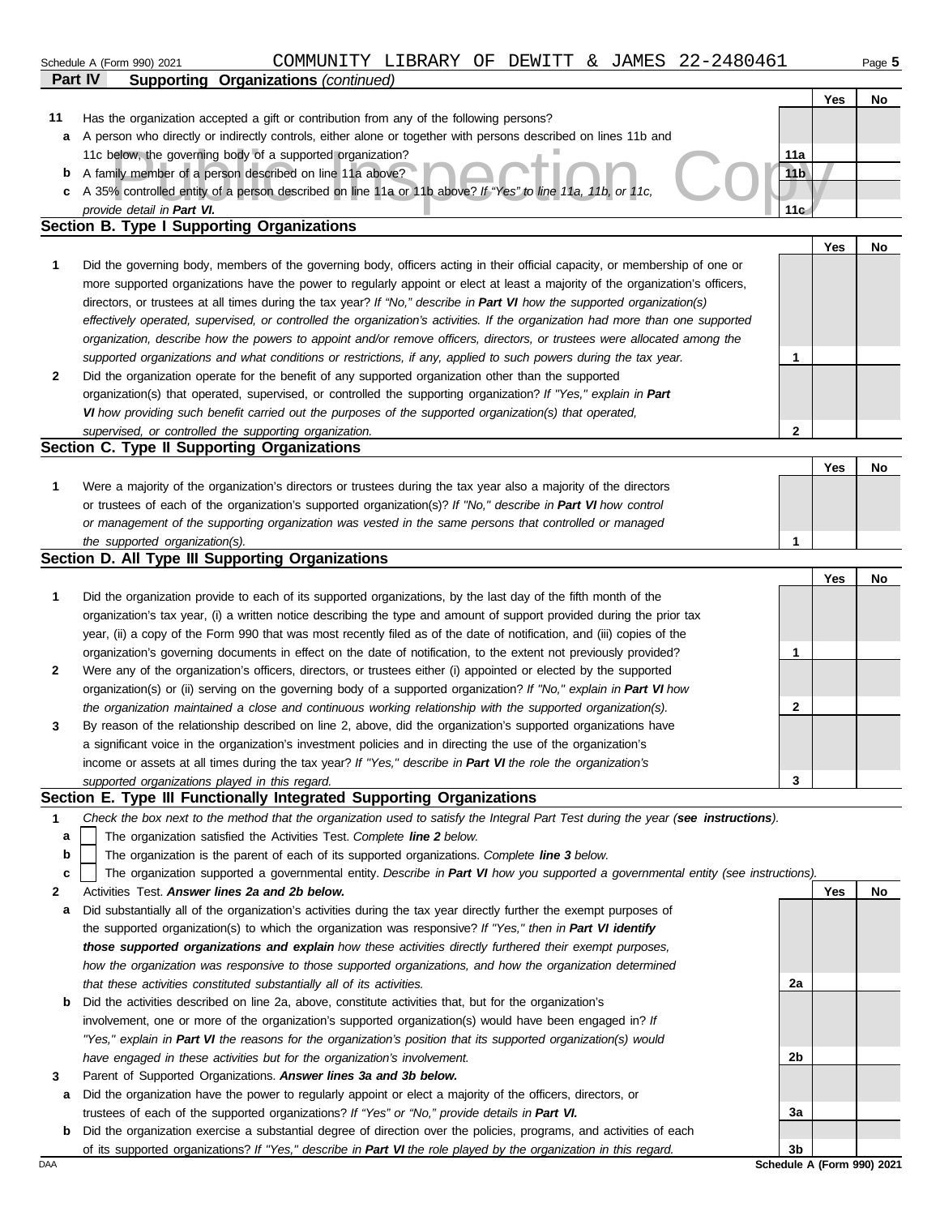Schedule A (Form 990) 2021 COMMUNITY LIBRARY OF DEWITT & JAMES 22-2480461 Page 5

## Part IV Supporting Organizations *(continued)*

| | | | Yes | No |
|---|---|---|---|---|
| **11** | Has the organization accepted a gift or contribution from any of the following persons? | | | |
| **a** | A person who directly or indirectly controls, either alone or together with persons described on lines 11b and 11c below, the governing body of a supported organization? | 11a | | |
| **b** | A family member of a person described on line 11a above? | 11b | | |
| **c** | A 35% controlled entity of a person described on line 11a or 11b above? *If "Yes" to line 11a, 11b, or 11c, provide detail in* ***Part VI.*** | 11c | | |

### Section B. Type I Supporting Organizations

| | | | Yes | No |
|---|---|---|---|---|
| **1** | Did the governing body, members of the governing body, officers acting in their official capacity, or membership of one or more supported organizations have the power to regularly appoint or elect at least a majority of the organization's officers, directors, or trustees at all times during the tax year? *If "No," describe in* ***Part VI*** *how the supported organization(s) effectively operated, supervised, or controlled the organization's activities. If the organization had more than one supported organization, describe how the powers to appoint and/or remove officers, directors, or trustees were allocated among the supported organizations and what conditions or restrictions, if any, applied to such powers during the tax year.* | 1 | | |
| **2** | Did the organization operate for the benefit of any supported organization other than the supported organization(s) that operated, supervised, or controlled the supporting organization? *If "Yes," explain in* ***Part VI*** *how providing such benefit carried out the purposes of the supported organization(s) that operated, supervised, or controlled the supporting organization.* | 2 | | |

### Section C. Type II Supporting Organizations

| | | | Yes | No |
|---|---|---|---|---|
| **1** | Were a majority of the organization's directors or trustees during the tax year also a majority of the directors or trustees of each of the organization's supported organization(s)? *If "No," describe in* ***Part VI*** *how control or management of the supporting organization was vested in the same persons that controlled or managed the supported organization(s).* | 1 | | |

### Section D. All Type III Supporting Organizations

| | | | Yes | No |
|---|---|---|---|---|
| **1** | Did the organization provide to each of its supported organizations, by the last day of the fifth month of the organization's tax year, (i) a written notice describing the type and amount of support provided during the prior tax year, (ii) a copy of the Form 990 that was most recently filed as of the date of notification, and (iii) copies of the organization's governing documents in effect on the date of notification, to the extent not previously provided? | 1 | | |
| **2** | Were any of the organization's officers, directors, or trustees either (i) appointed or elected by the supported organization(s) or (ii) serving on the governing body of a supported organization? *If "No," explain in* ***Part VI*** *how the organization maintained a close and continuous working relationship with the supported organization(s).* | 2 | | |
| **3** | By reason of the relationship described on line 2, above, did the organization's supported organizations have a significant voice in the organization's investment policies and in directing the use of the organization's income or assets at all times during the tax year? *If "Yes," describe in* ***Part VI*** *the role the organization's supported organizations played in this regard.* | 3 | | |

### Section E. Type III Functionally Integrated Supporting Organizations

**1** *Check the box next to the method that the organization used to satisfy the Integral Part Test during the year (**see instructions**).*

- **a** ☐ The organization satisfied the Activities Test. *Complete **line 2** below.*
- **b** ☐ The organization is the parent of each of its supported organizations. *Complete **line 3** below.*
- **c** ☐ The organization supported a governmental entity. *Describe in **Part VI** how you supported a governmental entity (see instructions).*

| | | | Yes | No |
|---|---|---|---|---|
| **2** | Activities Test. ***Answer lines 2a and 2b below.*** | | | |
| **a** | Did substantially all of the organization's activities during the tax year directly further the exempt purposes of the supported organization(s) to which the organization was responsive? *If "Yes," then in* ***Part VI identify those supported organizations and explain*** *how these activities directly furthered their exempt purposes, how the organization was responsive to those supported organizations, and how the organization determined that these activities constituted substantially all of its activities.* | 2a | | |
| **b** | Did the activities described on line 2a, above, constitute activities that, but for the organization's involvement, one or more of the organization's supported organization(s) would have been engaged in? *If "Yes," explain in* ***Part VI*** *the reasons for the organization's position that its supported organization(s) would have engaged in these activities but for the organization's involvement.* | 2b | | |
| **3** | Parent of Supported Organizations. ***Answer lines 3a and 3b below.*** | | | |
| **a** | Did the organization have the power to regularly appoint or elect a majority of the officers, directors, or trustees of each of the supported organizations? *If "Yes" or "No," provide details in* ***Part VI.*** | 3a | | |
| **b** | Did the organization exercise a substantial degree of direction over the policies, programs, and activities of each of its supported organizations? *If "Yes," describe in* ***Part VI*** *the role played by the organization in this regard.* | 3b | | |

DAA **Schedule A (Form 990) 2021**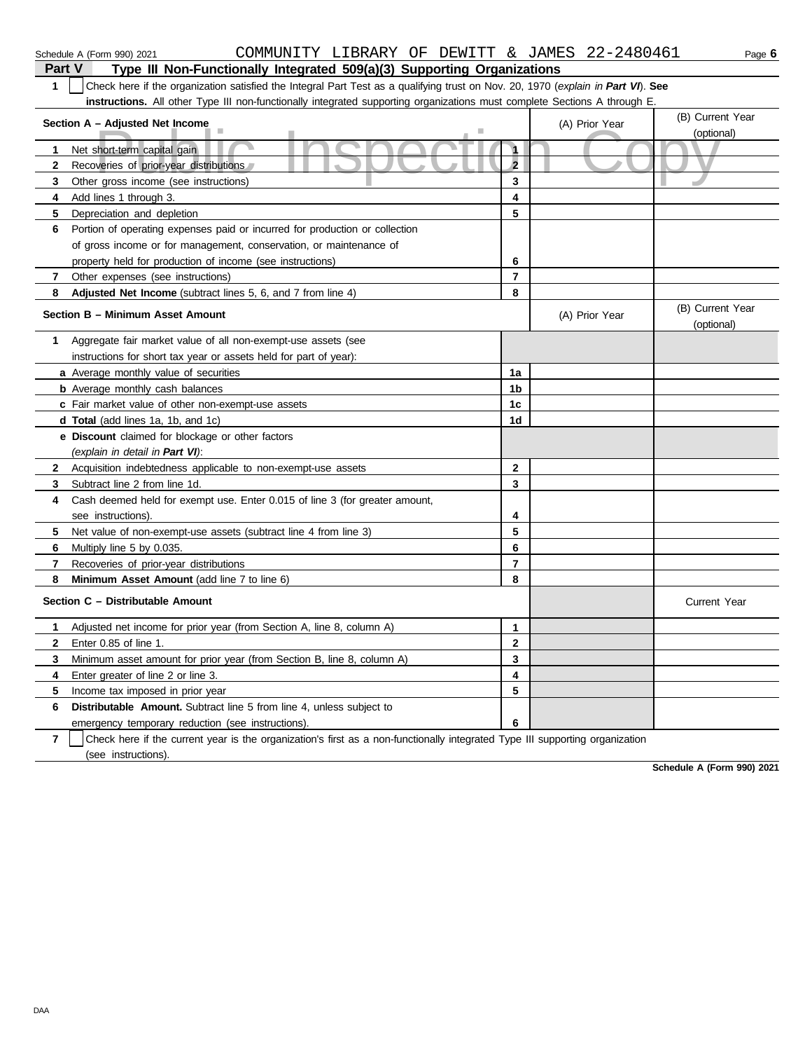Schedule A (Form 990) 2021 COMMUNITY LIBRARY OF DEWITT & JAMES 22-2480461

## Part V Type III Non-Functionally Integrated 509(a)(3) Supporting Organizations

**1** ☐ Check here if the organization satisfied the Integral Part Test as a qualifying trust on Nov. 20, 1970 (*explain in **Part VI***). **See instructions.** All other Type III non-functionally integrated supporting organizations must complete Sections A through E.

| Section A – Adjusted Net Income | | (A) Prior Year | (B) Current Year (optional) |
|---|---|---|---|
| **1** Net short-term capital gain | 1 | | |
| **2** Recoveries of prior-year distributions | 2 | | |
| **3** Other gross income (see instructions) | 3 | | |
| **4** Add lines 1 through 3. | 4 | | |
| **5** Depreciation and depletion | 5 | | |
| **6** Portion of operating expenses paid or incurred for production or collection of gross income or for management, conservation, or maintenance of property held for production of income (see instructions) | 6 | | |
| **7** Other expenses (see instructions) | 7 | | |
| **8** **Adjusted Net Income** (subtract lines 5, 6, and 7 from line 4) | 8 | | |

| Section B – Minimum Asset Amount | | (A) Prior Year | (B) Current Year (optional) |
|---|---|---|---|
| **1** Aggregate fair market value of all non-exempt-use assets (see instructions for short tax year or assets held for part of year): | | | |
| **a** Average monthly value of securities | 1a | | |
| **b** Average monthly cash balances | 1b | | |
| **c** Fair market value of other non-exempt-use assets | 1c | | |
| **d** **Total** (add lines 1a, 1b, and 1c) | 1d | | |
| **e** **Discount** claimed for blockage or other factors (*explain in detail in **Part VI***): | | | |
| **2** Acquisition indebtedness applicable to non-exempt-use assets | 2 | | |
| **3** Subtract line 2 from line 1d. | 3 | | |
| **4** Cash deemed held for exempt use. Enter 0.015 of line 3 (for greater amount, see instructions). | 4 | | |
| **5** Net value of non-exempt-use assets (subtract line 4 from line 3) | 5 | | |
| **6** Multiply line 5 by 0.035. | 6 | | |
| **7** Recoveries of prior-year distributions | 7 | | |
| **8** **Minimum Asset Amount** (add line 7 to line 6) | 8 | | |

| Section C – Distributable Amount | | | Current Year |
|---|---|---|---|
| **1** Adjusted net income for prior year (from Section A, line 8, column A) | 1 | | |
| **2** Enter 0.85 of line 1. | 2 | | |
| **3** Minimum asset amount for prior year (from Section B, line 8, column A) | 3 | | |
| **4** Enter greater of line 2 or line 3. | 4 | | |
| **5** Income tax imposed in prior year | 5 | | |
| **6** **Distributable Amount.** Subtract line 5 from line 4, unless subject to emergency temporary reduction (see instructions). | 6 | | |

**7** ☐ Check here if the current year is the organization's first as a non-functionally integrated Type III supporting organization (see instructions).

**Schedule A (Form 990) 2021**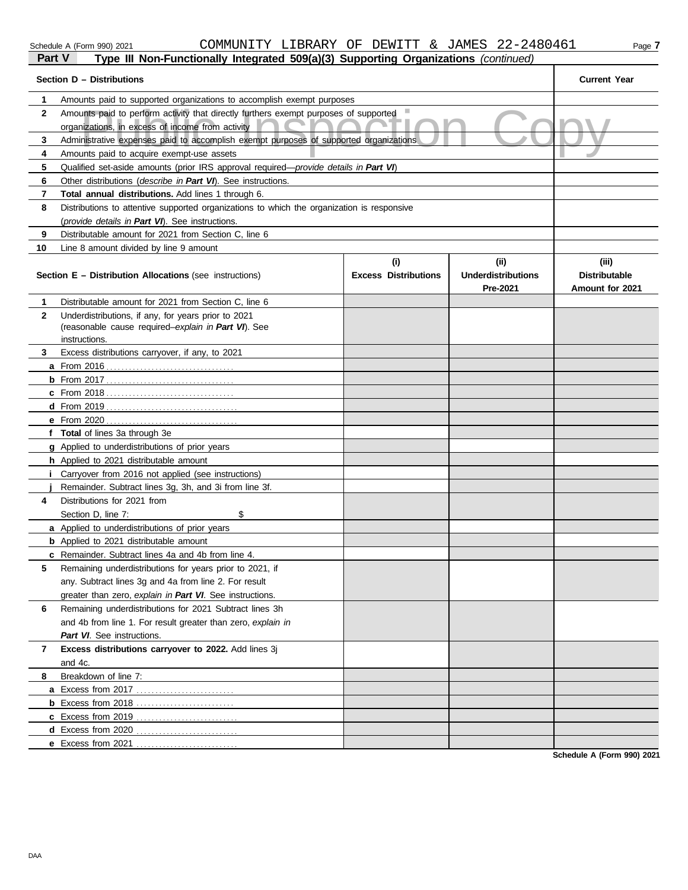Schedule A (Form 990) 2021 COMMUNITY LIBRARY OF DEWITT & JAMES 22-2480461

**Part V Type III Non-Functionally Integrated 509(a)(3) Supporting Organizations** *(continued)*

| | Section D – Distributions | Current Year |
|---|---|---|
| 1 | Amounts paid to supported organizations to accomplish exempt purposes | |
| 2 | Amounts paid to perform activity that directly furthers exempt purposes of supported organizations, in excess of income from activity | |
| 3 | Administrative expenses paid to accomplish exempt purposes of supported organizations | |
| 4 | Amounts paid to acquire exempt-use assets | |
| 5 | Qualified set-aside amounts (prior IRS approval required—*provide details in **Part VI***) | |
| 6 | Other distributions (*describe in **Part VI***). See instructions. | |
| 7 | **Total annual distributions.** Add lines 1 through 6. | |
| 8 | Distributions to attentive supported organizations to which the organization is responsive (*provide details in **Part VI***). See instructions. | |
| 9 | Distributable amount for 2021 from Section C, line 6 | |
| 10 | Line 8 amount divided by line 9 amount | |

| | Section E – Distribution Allocations (see instructions) | (i) Excess Distributions | (ii) Underdistributions Pre-2021 | (iii) Distributable Amount for 2021 |
|---|---|---|---|---|
| 1 | Distributable amount for 2021 from Section C, line 6 | | | |
| 2 | Underdistributions, if any, for years prior to 2021 (reasonable cause required–*explain in **Part VI***). See instructions. | | | |
| 3 | Excess distributions carryover, if any, to 2021 | | | |
| a | From 2016 | | | |
| b | From 2017 | | | |
| c | From 2018 | | | |
| d | From 2019 | | | |
| e | From 2020 | | | |
| f | **Total** of lines 3a through 3e | | | |
| g | Applied to underdistributions of prior years | | | |
| h | Applied to 2021 distributable amount | | | |
| i | Carryover from 2016 not applied (see instructions) | | | |
| j | Remainder. Subtract lines 3g, 3h, and 3i from line 3f. | | | |
| 4 | Distributions for 2021 from Section D, line 7: $ | | | |
| a | Applied to underdistributions of prior years | | | |
| b | Applied to 2021 distributable amount | | | |
| c | Remainder. Subtract lines 4a and 4b from line 4. | | | |
| 5 | Remaining underdistributions for years prior to 2021, if any. Subtract lines 3g and 4a from line 2. For result greater than zero, *explain in **Part VI***. See instructions. | | | |
| 6 | Remaining underdistributions for 2021 Subtract lines 3h and 4b from line 1. For result greater than zero, *explain in **Part VI***. See instructions. | | | |
| 7 | **Excess distributions carryover to 2022.** Add lines 3j and 4c. | | | |
| 8 | Breakdown of line 7: | | | |
| a | Excess from 2017 | | | |
| b | Excess from 2018 | | | |
| c | Excess from 2019 | | | |
| d | Excess from 2020 | | | |
| e | Excess from 2021 | | | |

Schedule A (Form 990) 2021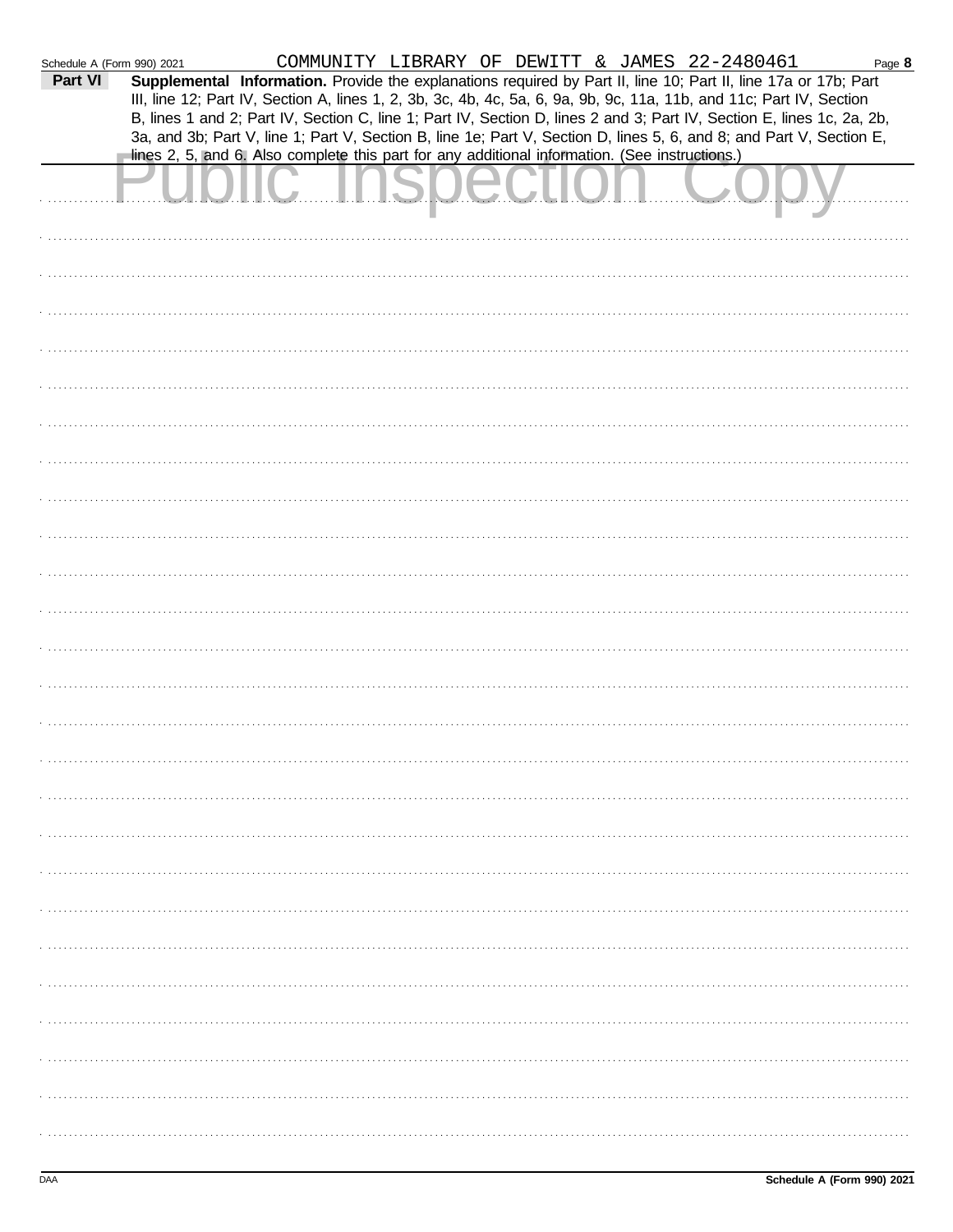Schedule A (Form 990) 2021 COMMUNITY LIBRARY OF DEWITT & JAMES 22-2480461 Page **8**

**Part VI** **Supplemental Information.** Provide the explanations required by Part II, line 10; Part II, line 17a or 17b; Part III, line 12; Part IV, Section A, lines 1, 2, 3b, 3c, 4b, 4c, 5a, 6, 9a, 9b, 9c, 11a, 11b, and 11c; Part IV, Section B, lines 1 and 2; Part IV, Section C, line 1; Part IV, Section D, lines 2 and 3; Part IV, Section E, lines 1c, 2a, 2b, 3a, and 3b; Part V, line 1; Part V, Section B, line 1e; Part V, Section D, lines 5, 6, and 8; and Part V, Section E, lines 2, 5, and 6. Also complete this part for any additional information. (See instructions.)

Public Inspection Copy

DAA **Schedule A (Form 990) 2021**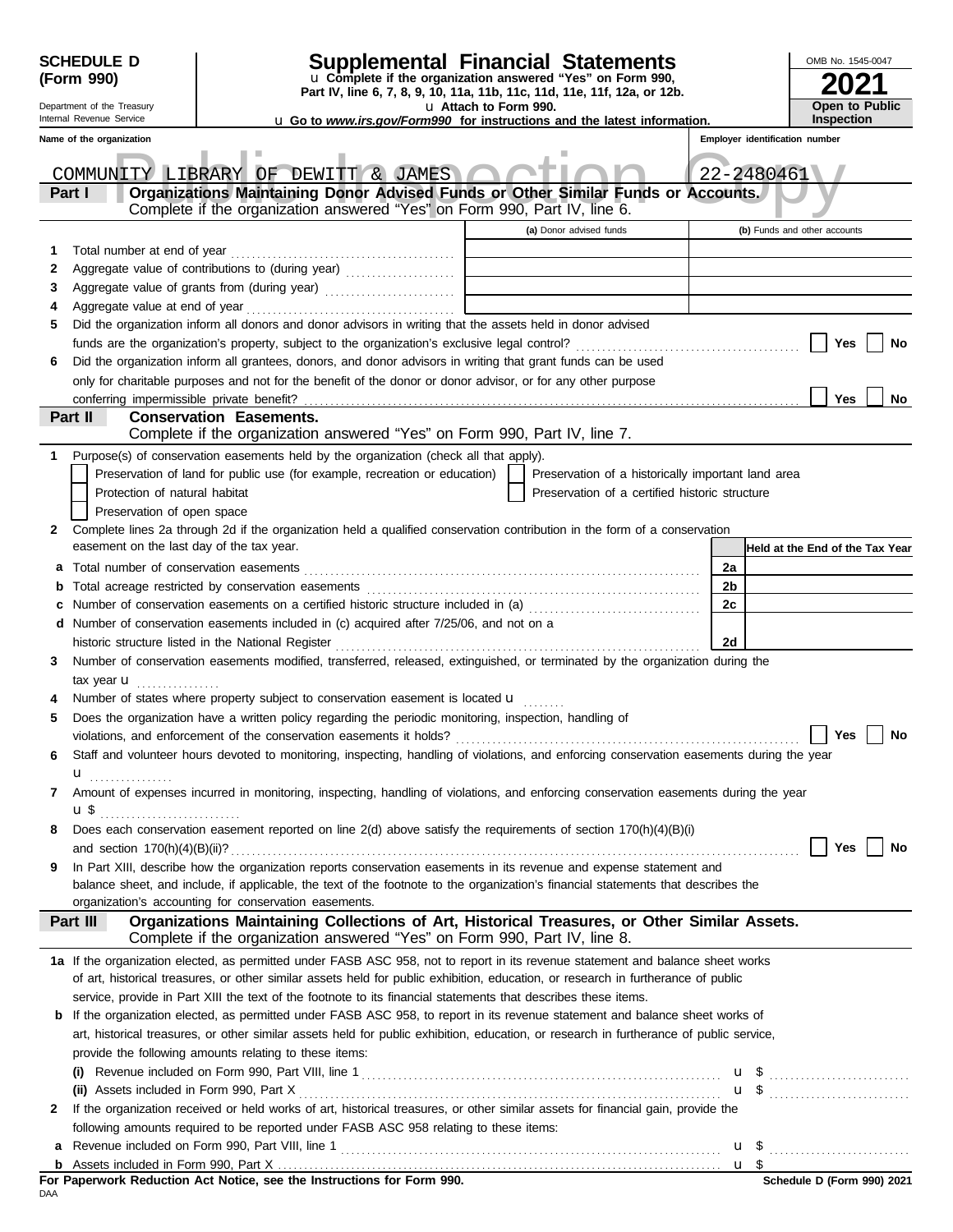**SCHEDULE D (Form 990)**

Department of the Treasury
Internal Revenue Service

# Supplemental Financial Statements

u Complete if the organization answered "Yes" on Form 990, Part IV, line 6, 7, 8, 9, 10, 11a, 11b, 11c, 11d, 11e, 11f, 12a, or 12b.
u Attach to Form 990.
u Go to *www.irs.gov/Form990* for instructions and the latest information.

OMB No. 1545-0047
**2021**
**Open to Public Inspection**

Public Inspection Copy

| Name of the organization | Employer identification number |
|---|---|
| COMMUNITY LIBRARY OF DEWITT & JAMES | 22-2480461 |

## Part I — Organizations Maintaining Donor Advised Funds or Other Similar Funds or Accounts.
Complete if the organization answered "Yes" on Form 990, Part IV, line 6.

| | | (a) Donor advised funds | (b) Funds and other accounts |
|---|---|---|---|
| 1 | Total number at end of year | | |
| 2 | Aggregate value of contributions to (during year) | | |
| 3 | Aggregate value of grants from (during year) | | |
| 4 | Aggregate value at end of year | | |

5 Did the organization inform all donors and donor advisors in writing that the assets held in donor advised funds are the organization's property, subject to the organization's exclusive legal control? ☐ Yes ☐ No

6 Did the organization inform all grantees, donors, and donor advisors in writing that grant funds can be used only for charitable purposes and not for the benefit of the donor or donor advisor, or for any other purpose conferring impermissible private benefit? ☐ Yes ☐ No

## Part II — Conservation Easements.
Complete if the organization answered "Yes" on Form 990, Part IV, line 7.

1 Purpose(s) of conservation easements held by the organization (check all that apply).

- ☐ Preservation of land for public use (for example, recreation or education)
- ☐ Protection of natural habitat
- ☐ Preservation of open space
- ☐ Preservation of a historically important land area
- ☐ Preservation of a certified historic structure

2 Complete lines 2a through 2d if the organization held a qualified conservation contribution in the form of a conservation easement on the last day of the tax year.

| | | | Held at the End of the Tax Year |
|---|---|---|---|
| a | Total number of conservation easements | 2a | |
| b | Total acreage restricted by conservation easements | 2b | |
| c | Number of conservation easements on a certified historic structure included in (a) | 2c | |
| d | Number of conservation easements included in (c) acquired after 7/25/06, and not on a historic structure listed in the National Register | 2d | |

3 Number of conservation easements modified, transferred, released, extinguished, or terminated by the organization during the tax year u

4 Number of states where property subject to conservation easement is located u

5 Does the organization have a written policy regarding the periodic monitoring, inspection, handling of violations, and enforcement of the conservation easements it holds? ☐ Yes ☐ No

6 Staff and volunteer hours devoted to monitoring, inspecting, handling of violations, and enforcing conservation easements during the year u

7 Amount of expenses incurred in monitoring, inspecting, handling of violations, and enforcing conservation easements during the year u $

8 Does each conservation easement reported on line 2(d) above satisfy the requirements of section 170(h)(4)(B)(i) and section 170(h)(4)(B)(ii)? ☐ Yes ☐ No

9 In Part XIII, describe how the organization reports conservation easements in its revenue and expense statement and balance sheet, and include, if applicable, the text of the footnote to the organization's financial statements that describes the organization's accounting for conservation easements.

## Part III — Organizations Maintaining Collections of Art, Historical Treasures, or Other Similar Assets.
Complete if the organization answered "Yes" on Form 990, Part IV, line 8.

1a If the organization elected, as permitted under FASB ASC 958, not to report in its revenue statement and balance sheet works of art, historical treasures, or other similar assets held for public exhibition, education, or research in furtherance of public service, provide in Part XIII the text of the footnote to its financial statements that describes these items.

b If the organization elected, as permitted under FASB ASC 958, to report in its revenue statement and balance sheet works of art, historical treasures, or other similar assets held for public exhibition, education, or research in furtherance of public service, provide the following amounts relating to these items:

(i) Revenue included on Form 990, Part VIII, line 1 u $

(ii) Assets included in Form 990, Part X u $

2 If the organization received or held works of art, historical treasures, or other similar assets for financial gain, provide the following amounts required to be reported under FASB ASC 958 relating to these items:

a Revenue included on Form 990, Part VIII, line 1 u $

b Assets included in Form 990, Part X u $

**For Paperwork Reduction Act Notice, see the Instructions for Form 990.**
DAA
**Schedule D (Form 990) 2021**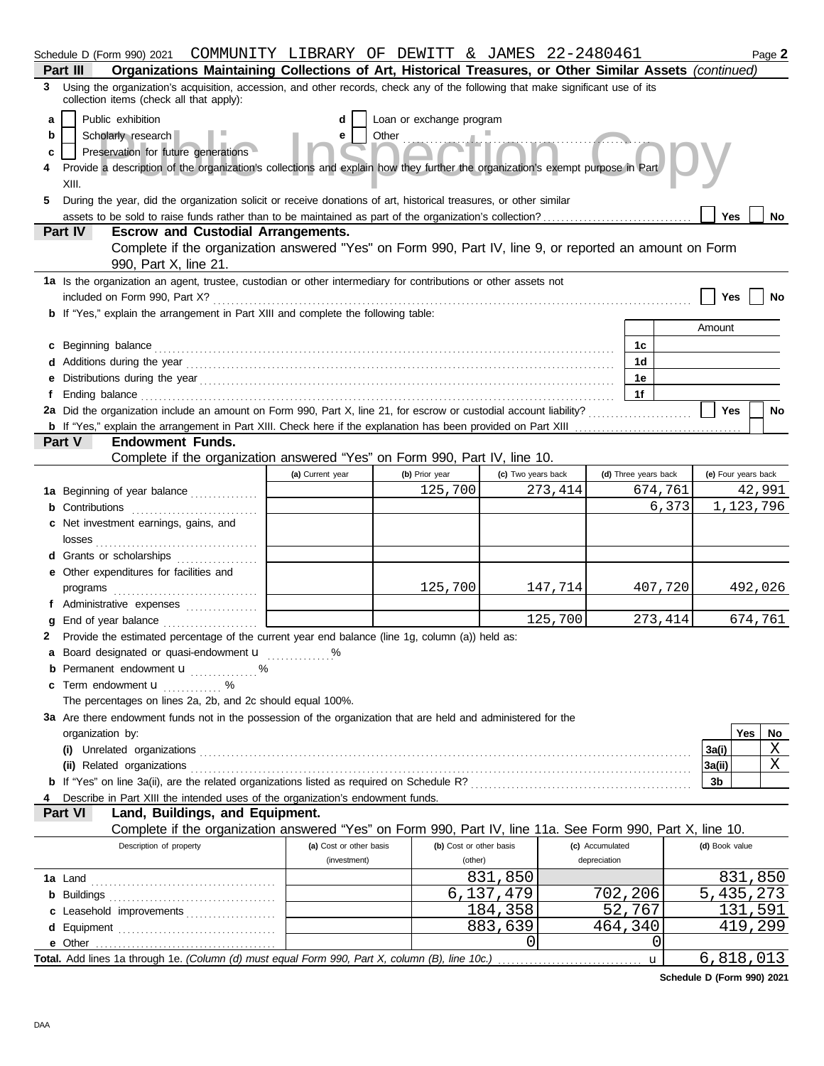Schedule D (Form 990) 2021 COMMUNITY LIBRARY OF DEWITT & JAMES 22-2480461 Page **2**

## Part III Organizations Maintaining Collections of Art, Historical Treasures, or Other Similar Assets *(continued)*

**3** Using the organization's acquisition, accession, and other records, check any of the following that make significant use of its collection items (check all that apply):

- **a** ☐ Public exhibition
- **b** ☐ Scholarly research
- **c** ☐ Preservation for future generations
- **d** ☐ Loan or exchange program
- **e** ☐ Other

**4** Provide a description of the organization's collections and explain how they further the organization's exempt purpose in Part XIII.

**5** During the year, did the organization solicit or receive donations of art, historical treasures, or other similar assets to be sold to raise funds rather than to be maintained as part of the organization's collection? ☐ Yes ☐ No

## Part IV Escrow and Custodial Arrangements.

Complete if the organization answered "Yes" on Form 990, Part IV, line 9, or reported an amount on Form 990, Part X, line 21.

**1a** Is the organization an agent, trustee, custodian or other intermediary for contributions or other assets not included on Form 990, Part X? ☐ Yes ☐ No

**b** If "Yes," explain the arrangement in Part XIII and complete the following table:

| | | Amount |
|---|---|---|
| **c** Beginning balance | 1c | |
| **d** Additions during the year | 1d | |
| **e** Distributions during the year | 1e | |
| **f** Ending balance | 1f | |

**2a** Did the organization include an amount on Form 990, Part X, line 21, for escrow or custodial account liability? ☐ Yes ☐ No

**b** If "Yes," explain the arrangement in Part XIII. Check here if the explanation has been provided on Part XIII ☐

## Part V Endowment Funds.

Complete if the organization answered "Yes" on Form 990, Part IV, line 10.

| | (a) Current year | (b) Prior year | (c) Two years back | (d) Three years back | (e) Four years back |
|---|---|---|---|---|---|
| **1a** Beginning of year balance | | 125,700 | 273,414 | 674,761 | 42,991 |
| **b** Contributions | | | | 6,373 | 1,123,796 |
| **c** Net investment earnings, gains, and losses | | | | | |
| **d** Grants or scholarships | | | | | |
| **e** Other expenditures for facilities and programs | | 125,700 | 147,714 | 407,720 | 492,026 |
| **f** Administrative expenses | | | | | |
| **g** End of year balance | | | 125,700 | 273,414 | 674,761 |

**2** Provide the estimated percentage of the current year end balance (line 1g, column (a)) held as:

- **a** Board designated or quasi-endowment u ______ %
- **b** Permanent endowment u ______ %
- **c** Term endowment u ______ %

The percentages on lines 2a, 2b, and 2c should equal 100%.

**3a** Are there endowment funds not in the possession of the organization that are held and administered for the organization by:

| | | Yes | No |
|---|---|---|---|
| **(i)** Unrelated organizations | 3a(i) | | X |
| **(ii)** Related organizations | 3a(ii) | | X |
| **b** If "Yes" on line 3a(ii), are the related organizations listed as required on Schedule R? | 3b | | |

**4** Describe in Part XIII the intended uses of the organization's endowment funds.

## Part VI Land, Buildings, and Equipment.

Complete if the organization answered "Yes" on Form 990, Part IV, line 11a. See Form 990, Part X, line 10.

| Description of property | (a) Cost or other basis (investment) | (b) Cost or other basis (other) | (c) Accumulated depreciation | (d) Book value |
|---|---|---|---|---|
| **1a** Land | | 831,850 | | 831,850 |
| **b** Buildings | | 6,137,479 | 702,206 | 5,435,273 |
| **c** Leasehold improvements | | 184,358 | 52,767 | 131,591 |
| **d** Equipment | | 883,639 | 464,340 | 419,299 |
| **e** Other | | 0 | 0 | |
| **Total.** Add lines 1a through 1e. *(Column (d) must equal Form 990, Part X, line 10c.)* u | | | | 6,818,013 |

**Schedule D (Form 990) 2021**

DAA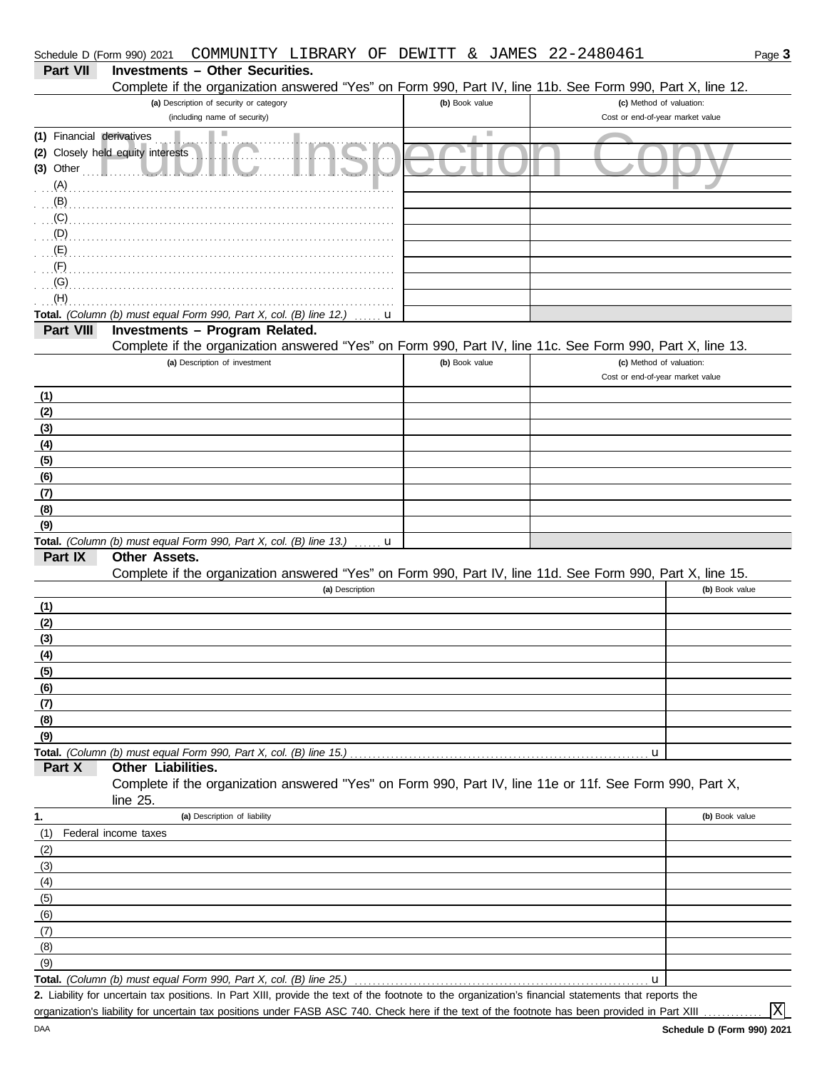Schedule D (Form 990) 2021 COMMUNITY LIBRARY OF DEWITT & JAMES 22-2480461

## Part VII Investments – Other Securities.

Complete if the organization answered "Yes" on Form 990, Part IV, line 11b. See Form 990, Part X, line 12.

| (a) Description of security or category (including name of security) | (b) Book value | (c) Method of valuation: Cost or end-of-year market value |
|---|---|---|
| (1) Financial derivatives | | |
| (2) Closely held equity interests | | |
| (3) Other | | |
| (A) | | |
| (B) | | |
| (C) | | |
| (D) | | |
| (E) | | |
| (F) | | |
| (G) | | |
| (H) | | |
| **Total.** *(Column (b) must equal Form 990, Part X, col. (B) line 12.)* u | | |

## Part VIII Investments – Program Related.

Complete if the organization answered "Yes" on Form 990, Part IV, line 11c. See Form 990, Part X, line 13.

| (a) Description of investment | (b) Book value | (c) Method of valuation: Cost or end-of-year market value |
|---|---|---|
| (1) | | |
| (2) | | |
| (3) | | |
| (4) | | |
| (5) | | |
| (6) | | |
| (7) | | |
| (8) | | |
| (9) | | |
| **Total.** *(Column (b) must equal Form 990, Part X, col. (B) line 13.)* u | | |

## Part IX Other Assets.

Complete if the organization answered "Yes" on Form 990, Part IV, line 11d. See Form 990, Part X, line 15.

| (a) Description | (b) Book value |
|---|---|
| (1) | |
| (2) | |
| (3) | |
| (4) | |
| (5) | |
| (6) | |
| (7) | |
| (8) | |
| (9) | |
| **Total.** *(Column (b) must equal Form 990, Part X, col. (B) line 15.)* u | |

## Part X Other Liabilities.

Complete if the organization answered "Yes" on Form 990, Part IV, line 11e or 11f. See Form 990, Part X, line 25.

| 1. (a) Description of liability | (b) Book value |
|---|---|
| (1) Federal income taxes | |
| (2) | |
| (3) | |
| (4) | |
| (5) | |
| (6) | |
| (7) | |
| (8) | |
| (9) | |
| **Total.** *(Column (b) must equal Form 990, Part X, col. (B) line 25.)* u | |

**2.** Liability for uncertain tax positions. In Part XIII, provide the text of the footnote to the organization's financial statements that reports the organization's liability for uncertain tax positions under FASB ASC 740. Check here if the text of the footnote has been provided in Part XIII ............ [X]

Schedule D (Form 990) 2021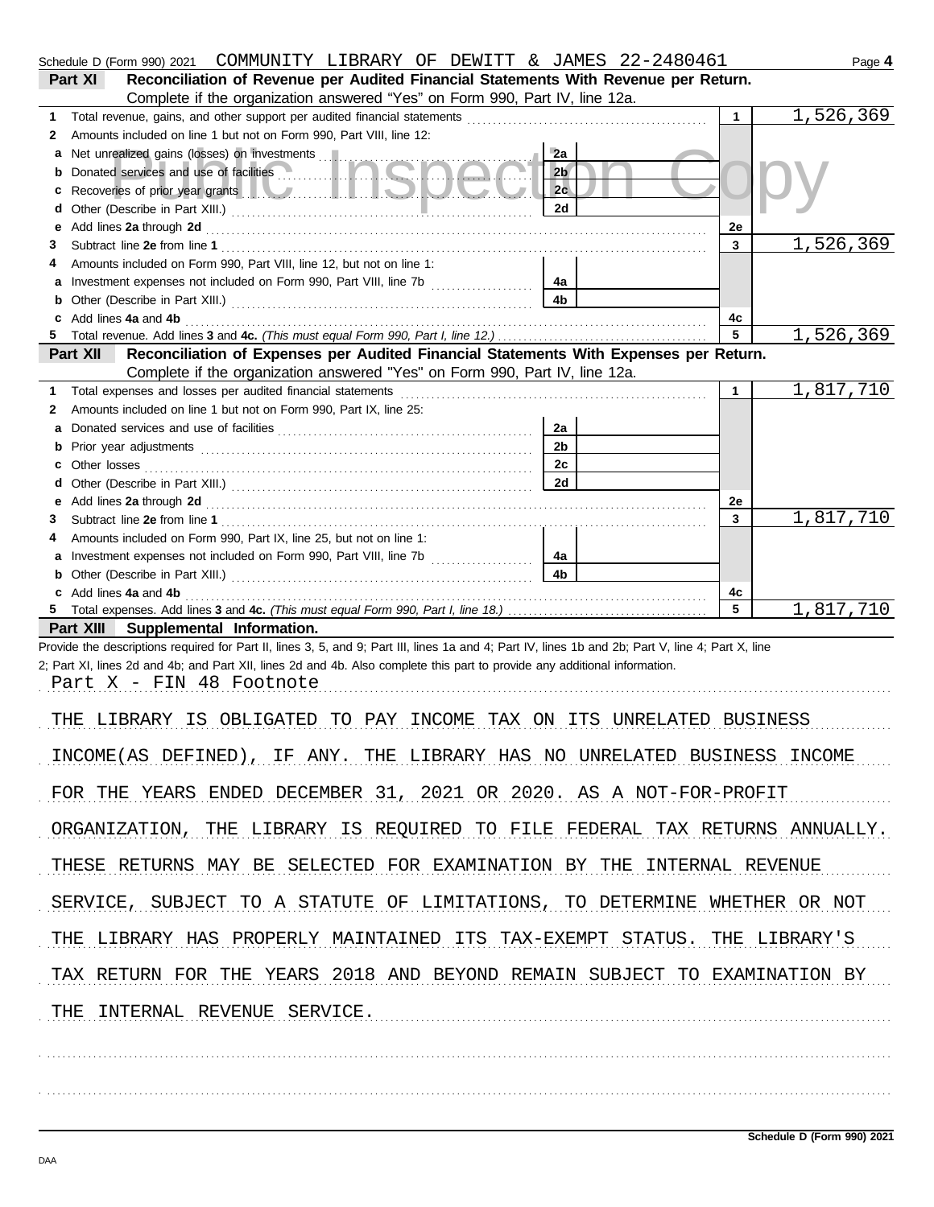Schedule D (Form 990) 2021 COMMUNITY LIBRARY OF DEWITT & JAMES 22-2480461

## Part XI Reconciliation of Revenue per Audited Financial Statements With Revenue per Return.

Complete if the organization answered "Yes" on Form 990, Part IV, line 12a.

| | | | | | |
|---|---|---|---|---|---|
| **1** | Total revenue, gains, and other support per audited financial statements | | | 1 | 1,526,369 |
| **2** | Amounts included on line 1 but not on Form 990, Part VIII, line 12: | | | | |
| **a** | Net unrealized gains (losses) on investments | 2a | | | |
| **b** | Donated services and use of facilities | 2b | | | |
| **c** | Recoveries of prior year grants | 2c | | | |
| **d** | Other (Describe in Part XIII.) | 2d | | | |
| **e** | Add lines **2a** through **2d** | | | 2e | |
| **3** | Subtract line **2e** from line **1** | | | 3 | 1,526,369 |
| **4** | Amounts included on Form 990, Part VIII, line 12, but not on line 1: | | | | |
| **a** | Investment expenses not included on Form 990, Part VIII, line 7b | 4a | | | |
| **b** | Other (Describe in Part XIII.) | 4b | | | |
| **c** | Add lines **4a** and **4b** | | | 4c | |
| **5** | Total revenue. Add lines **3** and **4c.** *(This must equal Form 990, Part I, line 12.)* | | | 5 | 1,526,369 |

## Part XII Reconciliation of Expenses per Audited Financial Statements With Expenses per Return.

Complete if the organization answered "Yes" on Form 990, Part IV, line 12a.

| | | | | | |
|---|---|---|---|---|---|
| **1** | Total expenses and losses per audited financial statements | | | 1 | 1,817,710 |
| **2** | Amounts included on line 1 but not on Form 990, Part IX, line 25: | | | | |
| **a** | Donated services and use of facilities | 2a | | | |
| **b** | Prior year adjustments | 2b | | | |
| **c** | Other losses | 2c | | | |
| **d** | Other (Describe in Part XIII.) | 2d | | | |
| **e** | Add lines **2a** through **2d** | | | 2e | |
| **3** | Subtract line **2e** from line **1** | | | 3 | 1,817,710 |
| **4** | Amounts included on Form 990, Part IX, line 25, but not on line 1: | | | | |
| **a** | Investment expenses not included on Form 990, Part VIII, line 7b | 4a | | | |
| **b** | Other (Describe in Part XIII.) | 4b | | | |
| **c** | Add lines **4a** and **4b** | | | 4c | |
| **5** | Total expenses. Add lines **3** and **4c.** *(This must equal Form 990, Part I, line 18.)* | | | 5 | 1,817,710 |

## Part XIII Supplemental Information.

Provide the descriptions required for Part II, lines 3, 5, and 9; Part III, lines 1a and 4; Part IV, lines 1b and 2b; Part V, line 4; Part X, line 2; Part XI, lines 2d and 4b; and Part XII, lines 2d and 4b. Also complete this part to provide any additional information.

Part X - FIN 48 Footnote

THE LIBRARY IS OBLIGATED TO PAY INCOME TAX ON ITS UNRELATED BUSINESS INCOME(AS DEFINED), IF ANY. THE LIBRARY HAS NO UNRELATED BUSINESS INCOME FOR THE YEARS ENDED DECEMBER 31, 2021 OR 2020. AS A NOT-FOR-PROFIT ORGANIZATION, THE LIBRARY IS REQUIRED TO FILE FEDERAL TAX RETURNS ANNUALLY. THESE RETURNS MAY BE SELECTED FOR EXAMINATION BY THE INTERNAL REVENUE SERVICE, SUBJECT TO A STATUTE OF LIMITATIONS, TO DETERMINE WHETHER OR NOT THE LIBRARY HAS PROPERLY MAINTAINED ITS TAX-EXEMPT STATUS. THE LIBRARY'S TAX RETURN FOR THE YEARS 2018 AND BEYOND REMAIN SUBJECT TO EXAMINATION BY THE INTERNAL REVENUE SERVICE.

Schedule D (Form 990) 2021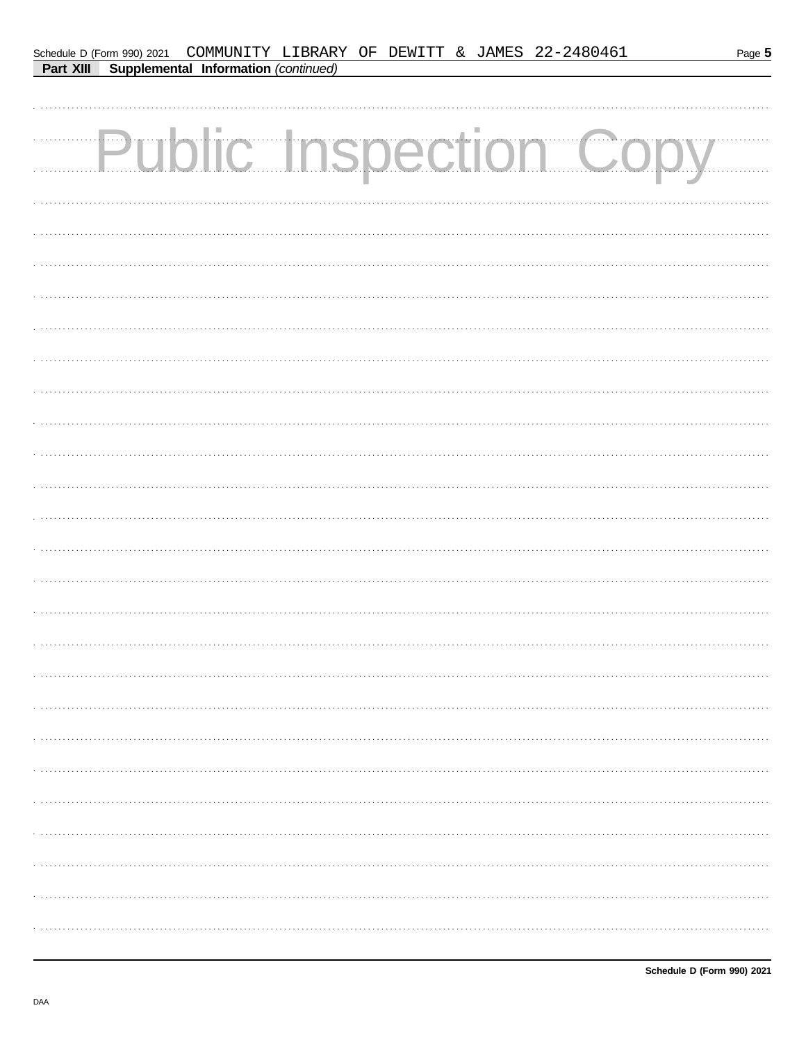Schedule D (Form 990) 2021 COMMUNITY LIBRARY OF DEWITT & JAMES 22-2480461

**Part XIII** **Supplemental Information** *(continued)*

Public Inspection Copy

**Schedule D (Form 990) 2021**

DAA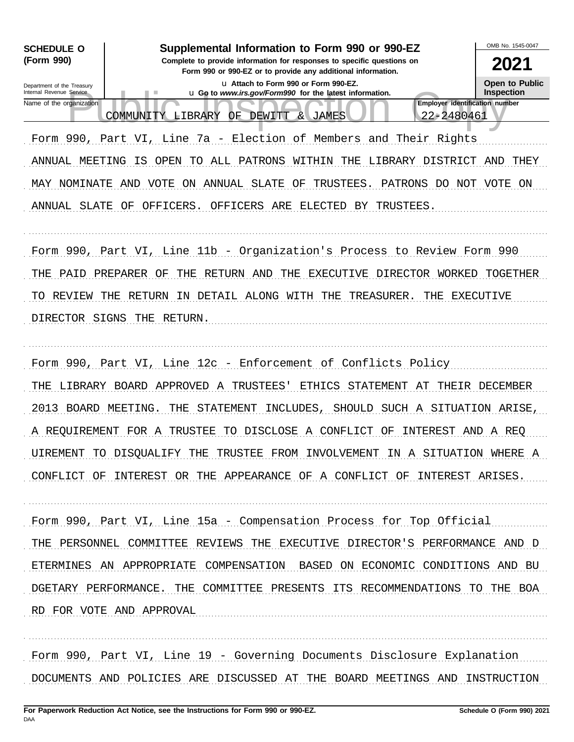**SCHEDULE O (Form 990)**

**Supplemental Information to Form 990 or 990-EZ**

**Complete to provide information for responses to specific questions on Form 990 or 990-EZ or to provide any additional information.**

u Attach to Form 990 or Form 990-EZ.

u Go to *www.irs.gov/Form990* for the latest information.

OMB No. 1545-0047

**2021**

**Open to Public Inspection**

Department of the Treasury
Internal Revenue Service

Public Inspection Copy

Name of the organization: COMMUNITY LIBRARY OF DEWITT & JAMES

Employer identification number: 22-2480461

Form 990, Part VI, Line 7a - Election of Members and Their Rights

ANNUAL MEETING IS OPEN TO ALL PATRONS WITHIN THE LIBRARY DISTRICT AND THEY MAY NOMINATE AND VOTE ON ANNUAL SLATE OF TRUSTEES. PATRONS DO NOT VOTE ON ANNUAL SLATE OF OFFICERS. OFFICERS ARE ELECTED BY TRUSTEES.

Form 990, Part VI, Line 11b - Organization's Process to Review Form 990

THE PAID PREPARER OF THE RETURN AND THE EXECUTIVE DIRECTOR WORKED TOGETHER TO REVIEW THE RETURN IN DETAIL ALONG WITH THE TREASURER. THE EXECUTIVE DIRECTOR SIGNS THE RETURN.

Form 990, Part VI, Line 12c - Enforcement of Conflicts Policy

THE LIBRARY BOARD APPROVED A TRUSTEES' ETHICS STATEMENT AT THEIR DECEMBER 2013 BOARD MEETING. THE STATEMENT INCLUDES, SHOULD SUCH A SITUATION ARISE, A REQUIREMENT FOR A TRUSTEE TO DISCLOSE A CONFLICT OF INTEREST AND A REQ UIREMENT TO DISQUALIFY THE TRUSTEE FROM INVOLVEMENT IN A SITUATION WHERE A CONFLICT OF INTEREST OR THE APPEARANCE OF A CONFLICT OF INTEREST ARISES.

Form 990, Part VI, Line 15a - Compensation Process for Top Official

THE PERSONNEL COMMITTEE REVIEWS THE EXECUTIVE DIRECTOR'S PERFORMANCE AND D ETERMINES AN APPROPRIATE COMPENSATION BASED ON ECONOMIC CONDITIONS AND BU DGETARY PERFORMANCE. THE COMMITTEE PRESENTS ITS RECOMMENDATIONS TO THE BOA RD FOR VOTE AND APPROVAL

Form 990, Part VI, Line 19 - Governing Documents Disclosure Explanation

DOCUMENTS AND POLICIES ARE DISCUSSED AT THE BOARD MEETINGS AND INSTRUCTION

**For Paperwork Reduction Act Notice, see the Instructions for Form 990 or 990-EZ.**

DAA

**Schedule O (Form 990) 2021**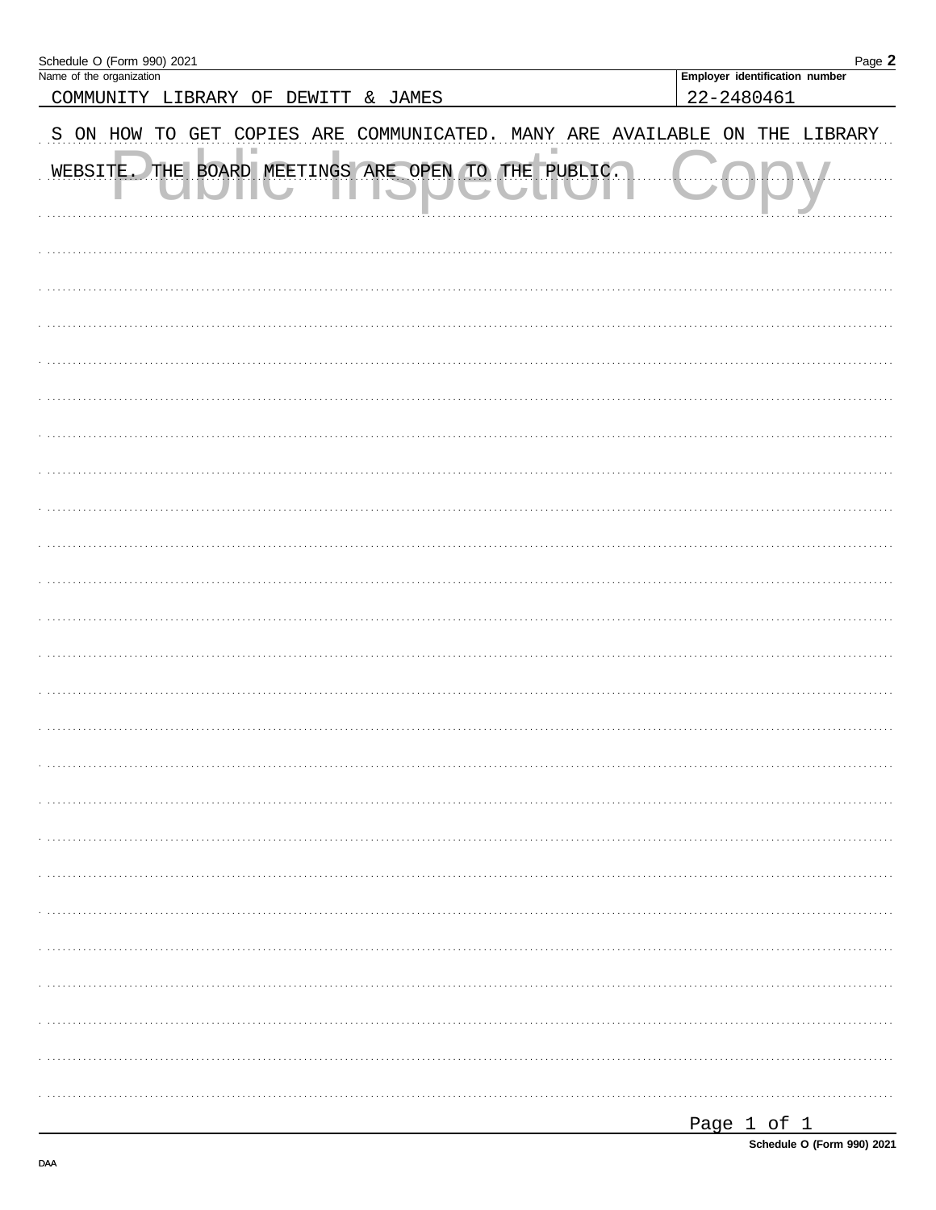Schedule O (Form 990) 2021

| Name of the organization | Employer identification number |
| --- | --- |
| COMMUNITY LIBRARY OF DEWITT & JAMES | 22-2480461 |

S ON HOW TO GET COPIES ARE COMMUNICATED. MANY ARE AVAILABLE ON THE LIBRARY WEBSITE. THE BOARD MEETINGS ARE OPEN TO THE PUBLIC.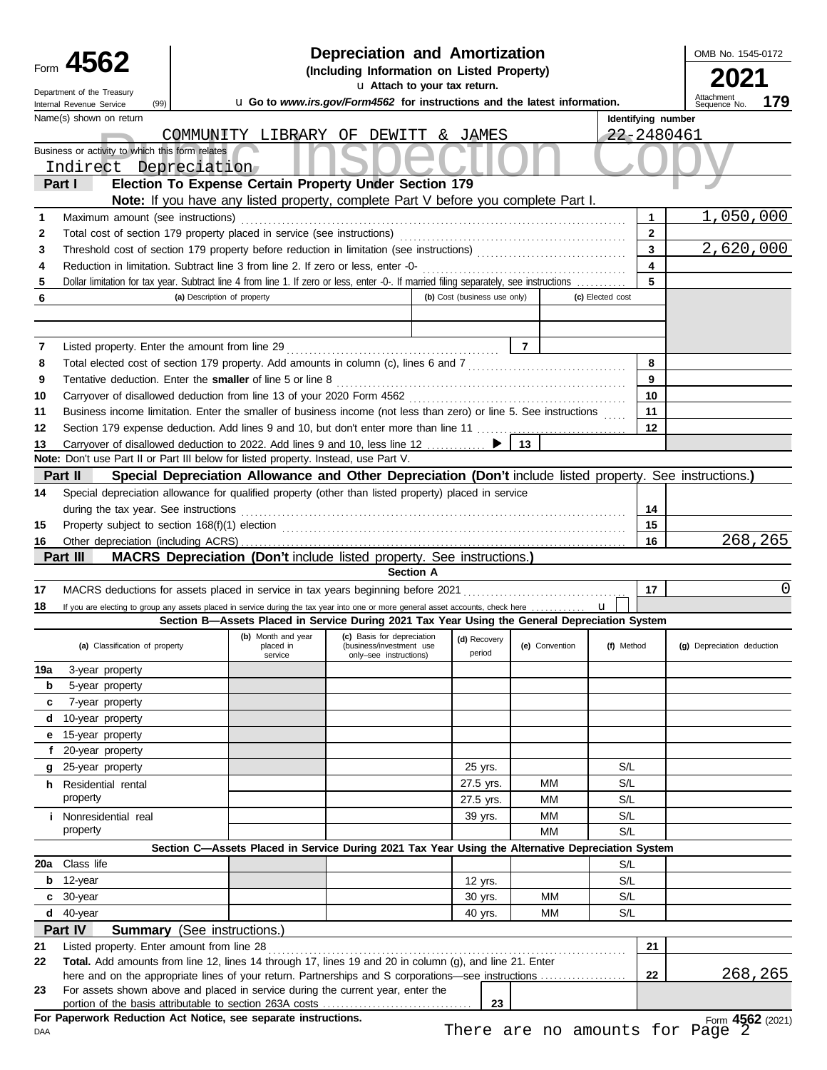Form **4562**

Department of the Treasury
Internal Revenue Service (99)

# Depreciation and Amortization

**(Including Information on Listed Property)**

▶ **Attach to your tax return.**

▶ **Go to *www.irs.gov/Form4562* for instructions and the latest information.**

OMB No. 1545-0172

**2021**

Attachment Sequence No. **179**

Public Inspection Copy

| Name(s) shown on return | Identifying number |
|---|---|
| COMMUNITY LIBRARY OF DEWITT & JAMES | 22-2480461 |

Business or activity to which this form relates
Indirect Depreciation

## Part I Election To Expense Certain Property Under Section 179

**Note:** If you have any listed property, complete Part V before you complete Part I.

| | | | |
|---|---|---|---|
| 1 | Maximum amount (see instructions) | 1 | 1,050,000 |
| 2 | Total cost of section 179 property placed in service (see instructions) | 2 | |
| 3 | Threshold cost of section 179 property before reduction in limitation (see instructions) | 3 | 2,620,000 |
| 4 | Reduction in limitation. Subtract line 3 from line 2. If zero or less, enter -0- | 4 | |
| 5 | Dollar limitation for tax year. Subtract line 4 from line 1. If zero or less, enter -0-. If married filing separately, see instructions | 5 | |

| 6 | (a) Description of property | (b) Cost (business use only) | (c) Elected cost |
|---|---|---|---|
| | | | |
| | | | |

| | | | |
|---|---|---|---|
| 7 | Listed property. Enter the amount from line 29 | 7 | |
| 8 | Total elected cost of section 179 property. Add amounts in column (c), lines 6 and 7 | 8 | |
| 9 | Tentative deduction. Enter the **smaller** of line 5 or line 8 | 9 | |
| 10 | Carryover of disallowed deduction from line 13 of your 2020 Form 4562 | 10 | |
| 11 | Business income limitation. Enter the smaller of business income (not less than zero) or line 5. See instructions | 11 | |
| 12 | Section 179 expense deduction. Add lines 9 and 10, but don't enter more than line 11 | 12 | |
| 13 | Carryover of disallowed deduction to 2022. Add lines 9 and 10, less line 12 ▶ | 13 | |

**Note:** Don't use Part II or Part III below for listed property. Instead, use Part V.

## Part II Special Depreciation Allowance and Other Depreciation (Don't include listed property. See instructions.)

| | | | |
|---|---|---|---|
| 14 | Special depreciation allowance for qualified property (other than listed property) placed in service during the tax year. See instructions | 14 | |
| 15 | Property subject to section 168(f)(1) election | 15 | |
| 16 | Other depreciation (including ACRS) | 16 | 268,265 |

## Part III MACRS Depreciation (Don't include listed property. See instructions.)

**Section A**

| | | | |
|---|---|---|---|
| 17 | MACRS deductions for assets placed in service in tax years beginning before 2021 | 17 | 0 |
| 18 | If you are electing to group any assets placed in service during the tax year into one or more general asset accounts, check here ▶ ☐ | | |

**Section B—Assets Placed in Service During 2021 Tax Year Using the General Depreciation System**

| (a) Classification of property | (b) Month and year placed in service | (c) Basis for depreciation (business/investment use only–see instructions) | (d) Recovery period | (e) Convention | (f) Method | (g) Depreciation deduction |
|---|---|---|---|---|---|---|
| 19a 3-year property | | | | | | |
| b 5-year property | | | | | | |
| c 7-year property | | | | | | |
| d 10-year property | | | | | | |
| e 15-year property | | | | | | |
| f 20-year property | | | | | | |
| g 25-year property | | | 25 yrs. | | S/L | |
| h Residential rental property | | | 27.5 yrs. | MM | S/L | |
| | | | 27.5 yrs. | MM | S/L | |
| i Nonresidential real property | | | 39 yrs. | MM | S/L | |
| | | | | MM | S/L | |

**Section C—Assets Placed in Service During 2021 Tax Year Using the Alternative Depreciation System**

| | | | | | | |
|---|---|---|---|---|---|---|
| 20a Class life | | | | | S/L | |
| b 12-year | | | 12 yrs. | | S/L | |
| c 30-year | | | 30 yrs. | MM | S/L | |
| d 40-year | | | 40 yrs. | MM | S/L | |

## Part IV Summary (See instructions.)

| | | | |
|---|---|---|---|
| 21 | Listed property. Enter amount from line 28 | 21 | |
| 22 | **Total.** Add amounts from line 12, lines 14 through 17, lines 19 and 20 in column (g), and line 21. Enter here and on the appropriate lines of your return. Partnerships and S corporations—see instructions | 22 | 268,265 |
| 23 | For assets shown above and placed in service during the current year, enter the portion of the basis attributable to section 263A costs | 23 | |

**For Paperwork Reduction Act Notice, see separate instructions.**

DAA

There are no amounts for Page 2

Form **4562** (2021)